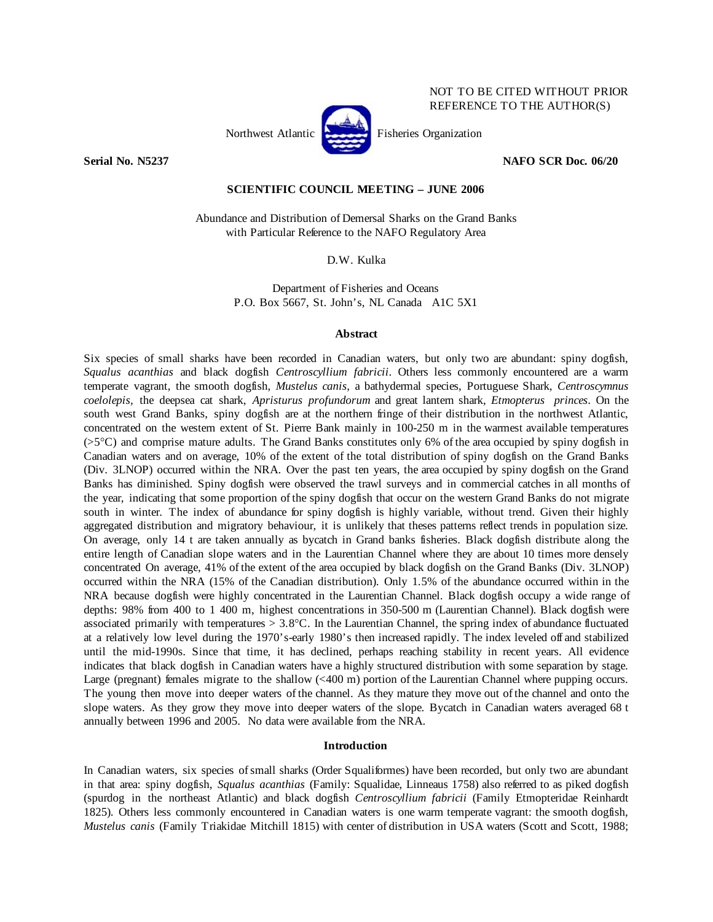NOT TO BE CITED WITHOUT PRIOR REFERENCE TO THE AUTHOR(S)

Northwest Atlantic Fisheries Organization

**Serial No. N5237** **NAFO SCR Doc. 06/20**

**SCIENTIFIC COUNCIL MEETING – JUNE 2006**

Abundance and Distribution of Demersal Sharks on the Grand Banks with Particular Reference to the NAFO Regulatory Area

D.W. Kulka

Department of Fisheries and Oceans
P.O. Box 5667, St. John's, NL Canada A1C 5X1

## Abstract

Six species of small sharks have been recorded in Canadian waters, but only two are abundant: spiny dogfish, *Squalus acanthias* and black dogfish *Centroscyllium fabricii*. Others less commonly encountered are a warm temperate vagrant, the smooth dogfish, *Mustelus canis,* a bathydermal species, Portuguese Shark, *Centroscymnus coelolepis*, the deepsea cat shark, *Apristurus profundorum* and great lantern shark, *Etmopterus princes*. On the south west Grand Banks, spiny dogfish are at the northern fringe of their distribution in the northwest Atlantic, concentrated on the western extent of St. Pierre Bank mainly in 100-250 m in the warmest available temperatures (>5°C) and comprise mature adults. The Grand Banks constitutes only 6% of the area occupied by spiny dogfish in Canadian waters and on average, 10% of the extent of the total distribution of spiny dogfish on the Grand Banks (Div. 3LNOP) occurred within the NRA. Over the past ten years, the area occupied by spiny dogfish on the Grand Banks has diminished. Spiny dogfish were observed the trawl surveys and in commercial catches in all months of the year, indicating that some proportion of the spiny dogfish that occur on the western Grand Banks do not migrate south in winter. The index of abundance for spiny dogfish is highly variable, without trend. Given their highly aggregated distribution and migratory behaviour, it is unlikely that theses patterns reflect trends in population size. On average, only 14 t are taken annually as bycatch in Grand banks fisheries. Black dogfish distribute along the entire length of Canadian slope waters and in the Laurentian Channel where they are about 10 times more densely concentrated On average, 41% of the extent of the area occupied by black dogfish on the Grand Banks (Div. 3LNOP) occurred within the NRA (15% of the Canadian distribution). Only 1.5% of the abundance occurred within in the NRA because dogfish were highly concentrated in the Laurentian Channel. Black dogfish occupy a wide range of depths: 98% from 400 to 1 400 m, highest concentrations in 350-500 m (Laurentian Channel). Black dogfish were associated primarily with temperatures > 3.8°C. In the Laurentian Channel, the spring index of abundance fluctuated at a relatively low level during the 1970's-early 1980's then increased rapidly. The index leveled off and stabilized until the mid-1990s. Since that time, it has declined, perhaps reaching stability in recent years. All evidence indicates that black dogfish in Canadian waters have a highly structured distribution with some separation by stage. Large (pregnant) females migrate to the shallow (<400 m) portion of the Laurentian Channel where pupping occurs. The young then move into deeper waters of the channel. As they mature they move out of the channel and onto the slope waters. As they grow they move into deeper waters of the slope. Bycatch in Canadian waters averaged 68 t annually between 1996 and 2005. No data were available from the NRA.

## Introduction

In Canadian waters, six species of small sharks (Order Squaliformes) have been recorded, but only two are abundant in that area: spiny dogfish, *Squalus acanthias* (Family: Squalidae, Linneaus 1758) also referred to as piked dogfish (spurdog in the northeast Atlantic) and black dogfish *Centroscyllium fabricii* (Family Etmopteridae Reinhardt 1825). Others less commonly encountered in Canadian waters is one warm temperate vagrant: the smooth dogfish, *Mustelus canis* (Family Triakidae Mitchill 1815) with center of distribution in USA waters (Scott and Scott, 1988;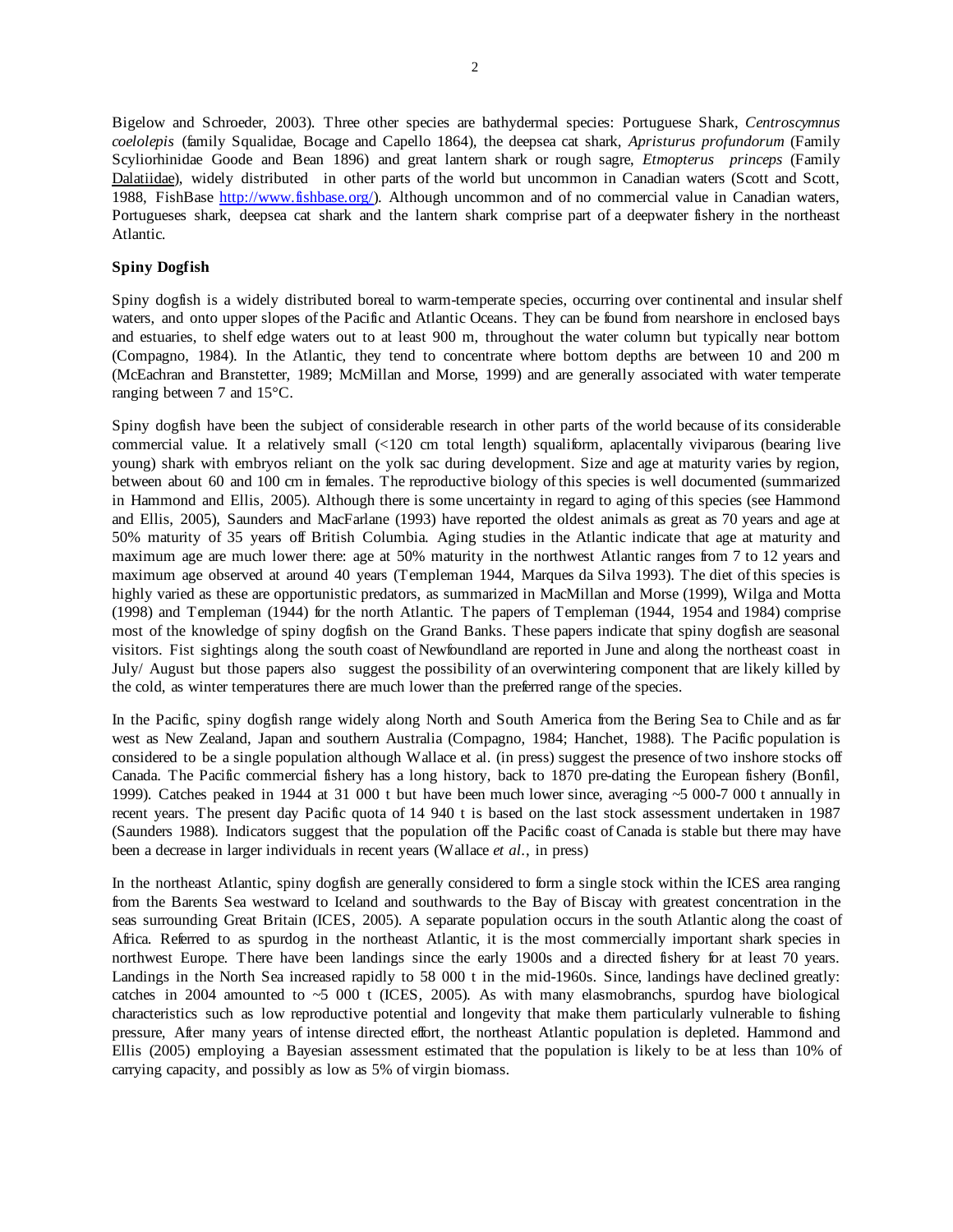Bigelow and Schroeder, 2003). Three other species are bathydermal species: Portuguese Shark, *Centroscymnus coelolepis* (family Squalidae, Bocage and Capello 1864), the deepsea cat shark, *Apristurus profundorum* (Family Scyliorhinidae Goode and Bean 1896) and great lantern shark or rough sagre, *Etmopterus princeps* (Family Dalatiidae), widely distributed in other parts of the world but uncommon in Canadian waters (Scott and Scott, 1988, FishBase http://www.fishbase.org/). Although uncommon and of no commercial value in Canadian waters, Portugueses shark, deepsea cat shark and the lantern shark comprise part of a deepwater fishery in the northeast Atlantic.

**Spiny Dogfish**

Spiny dogfish is a widely distributed boreal to warm-temperate species, occurring over continental and insular shelf waters, and onto upper slopes of the Pacific and Atlantic Oceans. They can be found from nearshore in enclosed bays and estuaries, to shelf edge waters out to at least 900 m, throughout the water column but typically near bottom (Compagno, 1984). In the Atlantic, they tend to concentrate where bottom depths are between 10 and 200 m (McEachran and Branstetter, 1989; McMillan and Morse, 1999) and are generally associated with water temperate ranging between 7 and 15°C.

Spiny dogfish have been the subject of considerable research in other parts of the world because of its considerable commercial value. It a relatively small (<120 cm total length) squaliform, aplacentally viviparous (bearing live young) shark with embryos reliant on the yolk sac during development. Size and age at maturity varies by region, between about 60 and 100 cm in females. The reproductive biology of this species is well documented (summarized in Hammond and Ellis, 2005). Although there is some uncertainty in regard to aging of this species (see Hammond and Ellis, 2005), Saunders and MacFarlane (1993) have reported the oldest animals as great as 70 years and age at 50% maturity of 35 years off British Columbia. Aging studies in the Atlantic indicate that age at maturity and maximum age are much lower there: age at 50% maturity in the northwest Atlantic ranges from 7 to 12 years and maximum age observed at around 40 years (Templeman 1944, Marques da Silva 1993). The diet of this species is highly varied as these are opportunistic predators, as summarized in MacMillan and Morse (1999), Wilga and Motta (1998) and Templeman (1944) for the north Atlantic. The papers of Templeman (1944, 1954 and 1984) comprise most of the knowledge of spiny dogfish on the Grand Banks. These papers indicate that spiny dogfish are seasonal visitors. Fist sightings along the south coast of Newfoundland are reported in June and along the northeast coast in July/ August but those papers also suggest the possibility of an overwintering component that are likely killed by the cold, as winter temperatures there are much lower than the preferred range of the species.

In the Pacific, spiny dogfish range widely along North and South America from the Bering Sea to Chile and as far west as New Zealand, Japan and southern Australia (Compagno, 1984; Hanchet, 1988). The Pacific population is considered to be a single population although Wallace et al. (in press) suggest the presence of two inshore stocks off Canada. The Pacific commercial fishery has a long history, back to 1870 pre-dating the European fishery (Bonfil, 1999). Catches peaked in 1944 at 31 000 t but have been much lower since, averaging ~5 000-7 000 t annually in recent years. The present day Pacific quota of 14 940 t is based on the last stock assessment undertaken in 1987 (Saunders 1988). Indicators suggest that the population off the Pacific coast of Canada is stable but there may have been a decrease in larger individuals in recent years (Wallace *et al.*, in press)

In the northeast Atlantic, spiny dogfish are generally considered to form a single stock within the ICES area ranging from the Barents Sea westward to Iceland and southwards to the Bay of Biscay with greatest concentration in the seas surrounding Great Britain (ICES, 2005). A separate population occurs in the south Atlantic along the coast of Africa. Referred to as spurdog in the northeast Atlantic, it is the most commercially important shark species in northwest Europe. There have been landings since the early 1900s and a directed fishery for at least 70 years. Landings in the North Sea increased rapidly to 58 000 t in the mid-1960s. Since, landings have declined greatly: catches in 2004 amounted to ~5 000 t (ICES, 2005). As with many elasmobranchs, spurdog have biological characteristics such as low reproductive potential and longevity that make them particularly vulnerable to fishing pressure, After many years of intense directed effort, the northeast Atlantic population is depleted. Hammond and Ellis (2005) employing a Bayesian assessment estimated that the population is likely to be at less than 10% of carrying capacity, and possibly as low as 5% of virgin biomass.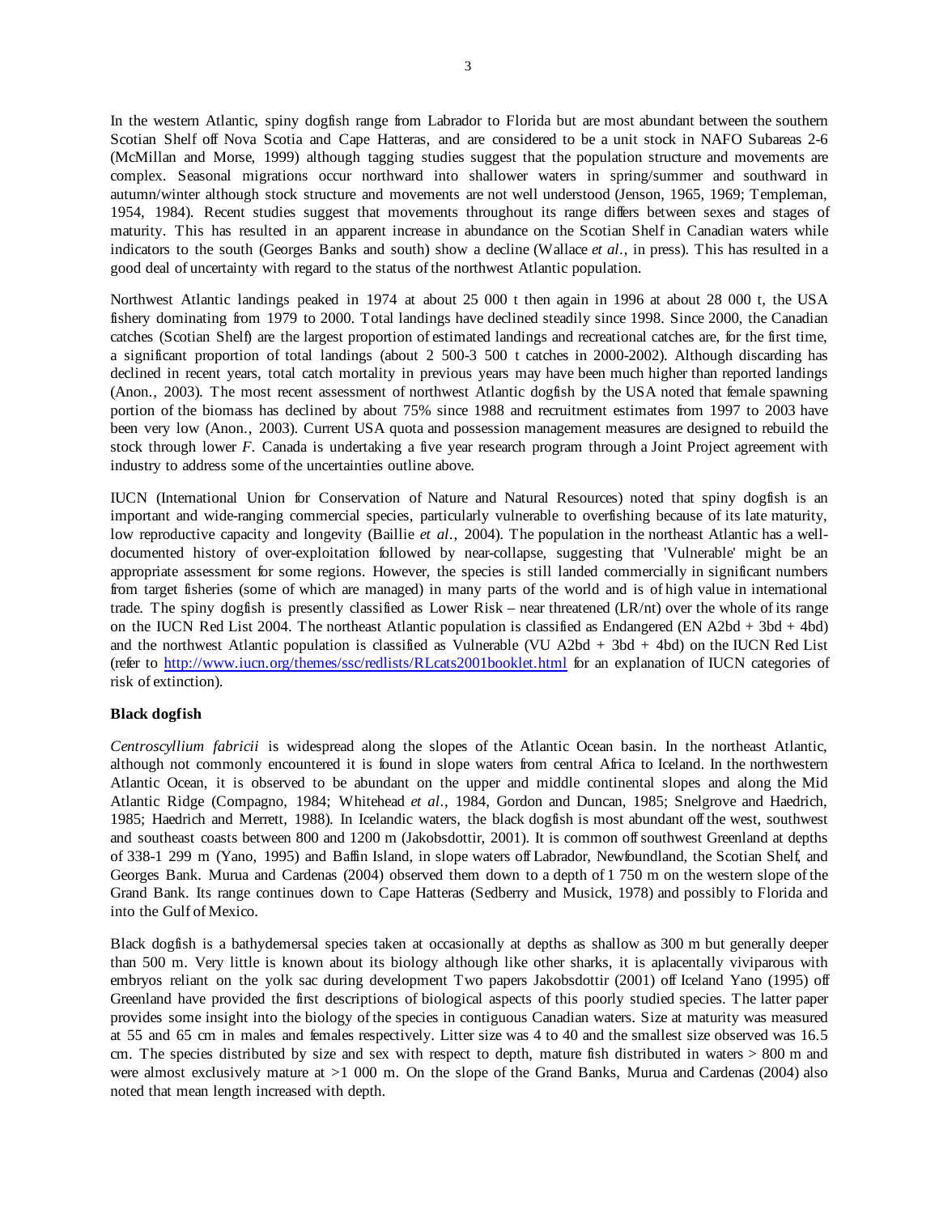In the western Atlantic, spiny dogfish range from Labrador to Florida but are most abundant between the southern Scotian Shelf off Nova Scotia and Cape Hatteras, and are considered to be a unit stock in NAFO Subareas 2-6 (McMillan and Morse, 1999) although tagging studies suggest that the population structure and movements are complex. Seasonal migrations occur northward into shallower waters in spring/summer and southward in autumn/winter although stock structure and movements are not well understood (Jenson, 1965, 1969; Templeman, 1954, 1984). Recent studies suggest that movements throughout its range differs between sexes and stages of maturity. This has resulted in an apparent increase in abundance on the Scotian Shelf in Canadian waters while indicators to the south (Georges Banks and south) show a decline (Wallace *et al*., in press). This has resulted in a good deal of uncertainty with regard to the status of the northwest Atlantic population.

Northwest Atlantic landings peaked in 1974 at about 25 000 t then again in 1996 at about 28 000 t, the USA fishery dominating from 1979 to 2000. Total landings have declined steadily since 1998. Since 2000, the Canadian catches (Scotian Shelf) are the largest proportion of estimated landings and recreational catches are, for the first time, a significant proportion of total landings (about 2 500-3 500 t catches in 2000-2002). Although discarding has declined in recent years, total catch mortality in previous years may have been much higher than reported landings (Anon., 2003). The most recent assessment of northwest Atlantic dogfish by the USA noted that female spawning portion of the biomass has declined by about 75% since 1988 and recruitment estimates from 1997 to 2003 have been very low (Anon., 2003). Current USA quota and possession management measures are designed to rebuild the stock through lower *F*. Canada is undertaking a five year research program through a Joint Project agreement with industry to address some of the uncertainties outline above.

IUCN (International Union for Conservation of Nature and Natural Resources) noted that spiny dogfish is an important and wide-ranging commercial species, particularly vulnerable to overfishing because of its late maturity, low reproductive capacity and longevity (Baillie *et al*., 2004). The population in the northeast Atlantic has a well-documented history of over-exploitation followed by near-collapse, suggesting that 'Vulnerable' might be an appropriate assessment for some regions. However, the species is still landed commercially in significant numbers from target fisheries (some of which are managed) in many parts of the world and is of high value in international trade. The spiny dogfish is presently classified as Lower Risk – near threatened (LR/nt) over the whole of its range on the IUCN Red List 2004. The northeast Atlantic population is classified as Endangered (EN A2bd + 3bd + 4bd) and the northwest Atlantic population is classified as Vulnerable (VU A2bd + 3bd + 4bd) on the IUCN Red List (refer to http://www.iucn.org/themes/ssc/redlists/RLcats2001booklet.html for an explanation of IUCN categories of risk of extinction).

**Black dogfish**

*Centroscyllium fabricii* is widespread along the slopes of the Atlantic Ocean basin. In the northeast Atlantic, although not commonly encountered it is found in slope waters from central Africa to Iceland. In the northwestern Atlantic Ocean, it is observed to be abundant on the upper and middle continental slopes and along the Mid Atlantic Ridge (Compagno, 1984; Whitehead *et al*., 1984, Gordon and Duncan, 1985; Snelgrove and Haedrich, 1985; Haedrich and Merrett, 1988). In Icelandic waters, the black dogfish is most abundant off the west, southwest and southeast coasts between 800 and 1200 m (Jakobsdottir, 2001). It is common off southwest Greenland at depths of 338-1 299 m (Yano, 1995) and Baffin Island, in slope waters off Labrador, Newfoundland, the Scotian Shelf, and Georges Bank. Murua and Cardenas (2004) observed them down to a depth of 1 750 m on the western slope of the Grand Bank. Its range continues down to Cape Hatteras (Sedberry and Musick, 1978) and possibly to Florida and into the Gulf of Mexico.

Black dogfish is a bathydemersal species taken at occasionally at depths as shallow as 300 m but generally deeper than 500 m. Very little is known about its biology although like other sharks, it is aplacentally viviparous with embryos reliant on the yolk sac during development Two papers Jakobsdottir (2001) off Iceland Yano (1995) off Greenland have provided the first descriptions of biological aspects of this poorly studied species. The latter paper provides some insight into the biology of the species in contiguous Canadian waters. Size at maturity was measured at 55 and 65 cm in males and females respectively. Litter size was 4 to 40 and the smallest size observed was 16.5 cm. The species distributed by size and sex with respect to depth, mature fish distributed in waters > 800 m and were almost exclusively mature at >1 000 m. On the slope of the Grand Banks, Murua and Cardenas (2004) also noted that mean length increased with depth.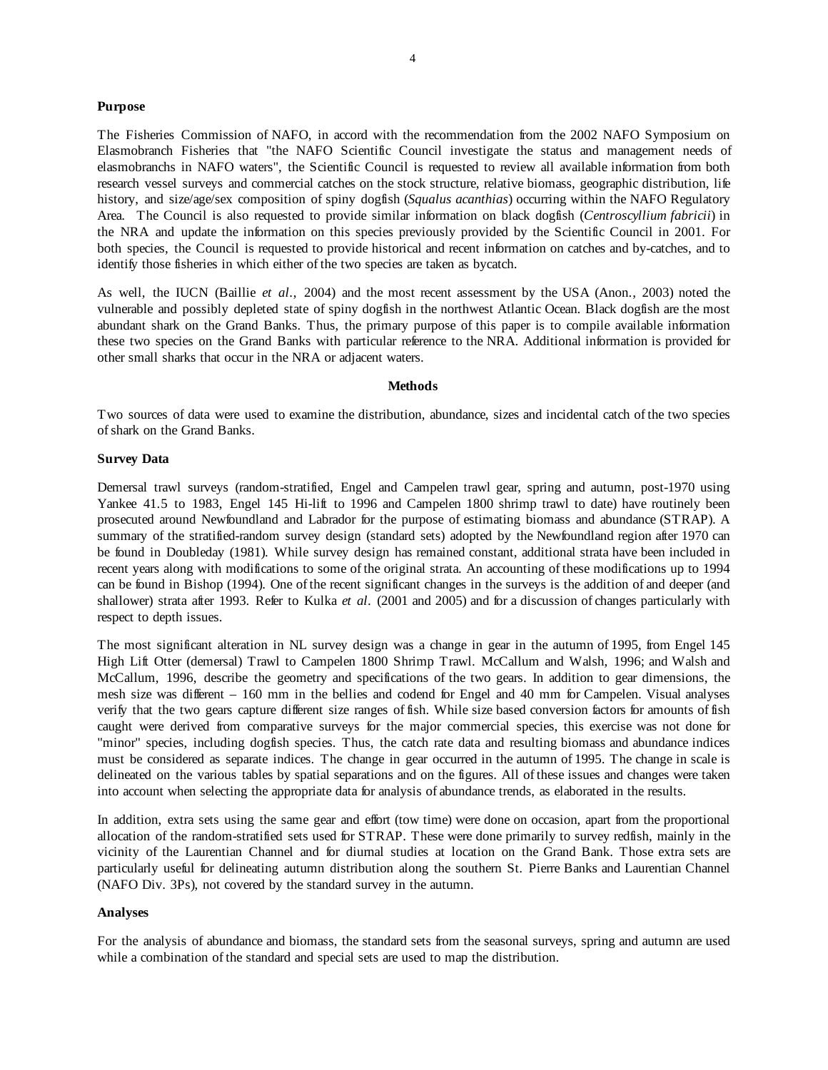**Purpose**

The Fisheries Commission of NAFO, in accord with the recommendation from the 2002 NAFO Symposium on Elasmobranch Fisheries that "the NAFO Scientific Council investigate the status and management needs of elasmobranchs in NAFO waters", the Scientific Council is requested to review all available information from both research vessel surveys and commercial catches on the stock structure, relative biomass, geographic distribution, life history, and size/age/sex composition of spiny dogfish (*Squalus acanthias*) occurring within the NAFO Regulatory Area. The Council is also requested to provide similar information on black dogfish (*Centroscyllium fabricii*) in the NRA and update the information on this species previously provided by the Scientific Council in 2001. For both species, the Council is requested to provide historical and recent information on catches and by-catches, and to identify those fisheries in which either of the two species are taken as bycatch.

As well, the IUCN (Baillie *et al*., 2004) and the most recent assessment by the USA (Anon., 2003) noted the vulnerable and possibly depleted state of spiny dogfish in the northwest Atlantic Ocean. Black dogfish are the most abundant shark on the Grand Banks. Thus, the primary purpose of this paper is to compile available information these two species on the Grand Banks with particular reference to the NRA. Additional information is provided for other small sharks that occur in the NRA or adjacent waters.

## Methods

Two sources of data were used to examine the distribution, abundance, sizes and incidental catch of the two species of shark on the Grand Banks.

**Survey Data**

Demersal trawl surveys (random-stratified, Engel and Campelen trawl gear, spring and autumn, post-1970 using Yankee 41.5 to 1983, Engel 145 Hi-lift to 1996 and Campelen 1800 shrimp trawl to date) have routinely been prosecuted around Newfoundland and Labrador for the purpose of estimating biomass and abundance (STRAP). A summary of the stratified-random survey design (standard sets) adopted by the Newfoundland region after 1970 can be found in Doubleday (1981). While survey design has remained constant, additional strata have been included in recent years along with modifications to some of the original strata. An accounting of these modifications up to 1994 can be found in Bishop (1994). One of the recent significant changes in the surveys is the addition of and deeper (and shallower) strata after 1993. Refer to Kulka *et al*. (2001 and 2005) and for a discussion of changes particularly with respect to depth issues.

The most significant alteration in NL survey design was a change in gear in the autumn of 1995, from Engel 145 High Lift Otter (demersal) Trawl to Campelen 1800 Shrimp Trawl. McCallum and Walsh, 1996; and Walsh and McCallum, 1996, describe the geometry and specifications of the two gears. In addition to gear dimensions, the mesh size was different – 160 mm in the bellies and codend for Engel and 40 mm for Campelen. Visual analyses verify that the two gears capture different size ranges of fish. While size based conversion factors for amounts of fish caught were derived from comparative surveys for the major commercial species, this exercise was not done for "minor" species, including dogfish species. Thus, the catch rate data and resulting biomass and abundance indices must be considered as separate indices. The change in gear occurred in the autumn of 1995. The change in scale is delineated on the various tables by spatial separations and on the figures. All of these issues and changes were taken into account when selecting the appropriate data for analysis of abundance trends, as elaborated in the results.

In addition, extra sets using the same gear and effort (tow time) were done on occasion, apart from the proportional allocation of the random-stratified sets used for STRAP. These were done primarily to survey redfish, mainly in the vicinity of the Laurentian Channel and for diurnal studies at location on the Grand Bank. Those extra sets are particularly useful for delineating autumn distribution along the southern St. Pierre Banks and Laurentian Channel (NAFO Div. 3Ps), not covered by the standard survey in the autumn.

**Analyses**

For the analysis of abundance and biomass, the standard sets from the seasonal surveys, spring and autumn are used while a combination of the standard and special sets are used to map the distribution.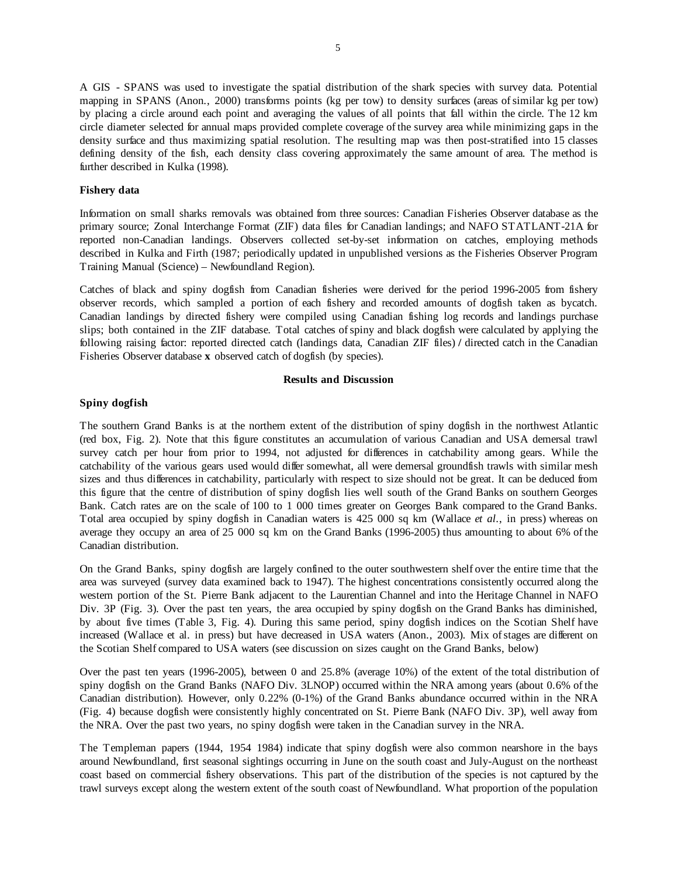A GIS - SPANS was used to investigate the spatial distribution of the shark species with survey data. Potential mapping in SPANS (Anon., 2000) transforms points (kg per tow) to density surfaces (areas of similar kg per tow) by placing a circle around each point and averaging the values of all points that fall within the circle. The 12 km circle diameter selected for annual maps provided complete coverage of the survey area while minimizing gaps in the density surface and thus maximizing spatial resolution. The resulting map was then post-stratified into 15 classes defining density of the fish, each density class covering approximately the same amount of area. The method is further described in Kulka (1998).

**Fishery data**

Information on small sharks removals was obtained from three sources: Canadian Fisheries Observer database as the primary source; Zonal Interchange Format (ZIF) data files for Canadian landings; and NAFO STATLANT-21A for reported non-Canadian landings. Observers collected set-by-set information on catches, employing methods described in Kulka and Firth (1987; periodically updated in unpublished versions as the Fisheries Observer Program Training Manual (Science) – Newfoundland Region).

Catches of black and spiny dogfish from Canadian fisheries were derived for the period 1996-2005 from fishery observer records, which sampled a portion of each fishery and recorded amounts of dogfish taken as bycatch. Canadian landings by directed fishery were compiled using Canadian fishing log records and landings purchase slips; both contained in the ZIF database. Total catches of spiny and black dogfish were calculated by applying the following raising factor: reported directed catch (landings data, Canadian ZIF files) **/** directed catch in the Canadian Fisheries Observer database **x** observed catch of dogfish (by species).

## Results and Discussion

**Spiny dogfish**

The southern Grand Banks is at the northern extent of the distribution of spiny dogfish in the northwest Atlantic (red box, Fig. 2). Note that this figure constitutes an accumulation of various Canadian and USA demersal trawl survey catch per hour from prior to 1994, not adjusted for differences in catchability among gears. While the catchability of the various gears used would differ somewhat, all were demersal groundfish trawls with similar mesh sizes and thus differences in catchability, particularly with respect to size should not be great. It can be deduced from this figure that the centre of distribution of spiny dogfish lies well south of the Grand Banks on southern Georges Bank. Catch rates are on the scale of 100 to 1 000 times greater on Georges Bank compared to the Grand Banks. Total area occupied by spiny dogfish in Canadian waters is 425 000 sq km (Wallace *et al*., in press) whereas on average they occupy an area of 25 000 sq km on the Grand Banks (1996-2005) thus amounting to about 6% of the Canadian distribution.

On the Grand Banks, spiny dogfish are largely confined to the outer southwestern shelf over the entire time that the area was surveyed (survey data examined back to 1947). The highest concentrations consistently occurred along the western portion of the St. Pierre Bank adjacent to the Laurentian Channel and into the Heritage Channel in NAFO Div. 3P (Fig. 3). Over the past ten years, the area occupied by spiny dogfish on the Grand Banks has diminished, by about five times (Table 3, Fig. 4). During this same period, spiny dogfish indices on the Scotian Shelf have increased (Wallace et al. in press) but have decreased in USA waters (Anon., 2003). Mix of stages are different on the Scotian Shelf compared to USA waters (see discussion on sizes caught on the Grand Banks, below)

Over the past ten years (1996-2005), between 0 and 25.8% (average 10%) of the extent of the total distribution of spiny dogfish on the Grand Banks (NAFO Div. 3LNOP) occurred within the NRA among years (about 0.6% of the Canadian distribution). However, only 0.22% (0-1%) of the Grand Banks abundance occurred within in the NRA (Fig. 4) because dogfish were consistently highly concentrated on St. Pierre Bank (NAFO Div. 3P), well away from the NRA. Over the past two years, no spiny dogfish were taken in the Canadian survey in the NRA.

The Templeman papers (1944, 1954 1984) indicate that spiny dogfish were also common nearshore in the bays around Newfoundland, first seasonal sightings occurring in June on the south coast and July-August on the northeast coast based on commercial fishery observations. This part of the distribution of the species is not captured by the trawl surveys except along the western extent of the south coast of Newfoundland. What proportion of the population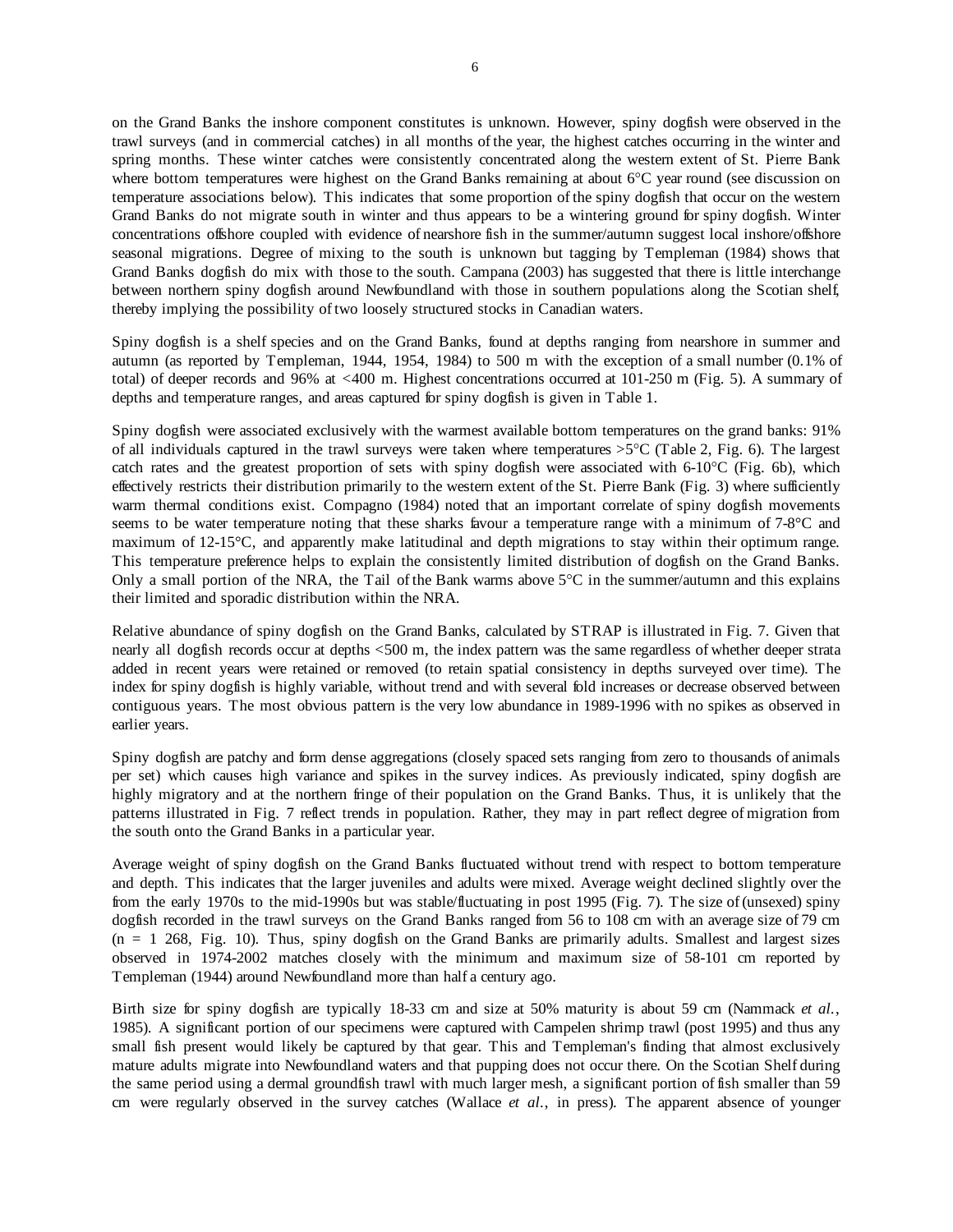on the Grand Banks the inshore component constitutes is unknown. However, spiny dogfish were observed in the trawl surveys (and in commercial catches) in all months of the year, the highest catches occurring in the winter and spring months. These winter catches were consistently concentrated along the western extent of St. Pierre Bank where bottom temperatures were highest on the Grand Banks remaining at about 6°C year round (see discussion on temperature associations below). This indicates that some proportion of the spiny dogfish that occur on the western Grand Banks do not migrate south in winter and thus appears to be a wintering ground for spiny dogfish. Winter concentrations offshore coupled with evidence of nearshore fish in the summer/autumn suggest local inshore/offshore seasonal migrations. Degree of mixing to the south is unknown but tagging by Templeman (1984) shows that Grand Banks dogfish do mix with those to the south. Campana (2003) has suggested that there is little interchange between northern spiny dogfish around Newfoundland with those in southern populations along the Scotian shelf, thereby implying the possibility of two loosely structured stocks in Canadian waters.

Spiny dogfish is a shelf species and on the Grand Banks, found at depths ranging from nearshore in summer and autumn (as reported by Templeman, 1944, 1954, 1984) to 500 m with the exception of a small number (0.1% of total) of deeper records and 96% at <400 m. Highest concentrations occurred at 101-250 m (Fig. 5). A summary of depths and temperature ranges, and areas captured for spiny dogfish is given in Table 1.

Spiny dogfish were associated exclusively with the warmest available bottom temperatures on the grand banks: 91% of all individuals captured in the trawl surveys were taken where temperatures >5°C (Table 2, Fig. 6). The largest catch rates and the greatest proportion of sets with spiny dogfish were associated with 6-10°C (Fig. 6b), which effectively restricts their distribution primarily to the western extent of the St. Pierre Bank (Fig. 3) where sufficiently warm thermal conditions exist. Compagno (1984) noted that an important correlate of spiny dogfish movements seems to be water temperature noting that these sharks favour a temperature range with a minimum of 7-8°C and maximum of 12-15°C, and apparently make latitudinal and depth migrations to stay within their optimum range. This temperature preference helps to explain the consistently limited distribution of dogfish on the Grand Banks. Only a small portion of the NRA, the Tail of the Bank warms above 5°C in the summer/autumn and this explains their limited and sporadic distribution within the NRA.

Relative abundance of spiny dogfish on the Grand Banks, calculated by STRAP is illustrated in Fig. 7. Given that nearly all dogfish records occur at depths <500 m, the index pattern was the same regardless of whether deeper strata added in recent years were retained or removed (to retain spatial consistency in depths surveyed over time). The index for spiny dogfish is highly variable, without trend and with several fold increases or decrease observed between contiguous years. The most obvious pattern is the very low abundance in 1989-1996 with no spikes as observed in earlier years.

Spiny dogfish are patchy and form dense aggregations (closely spaced sets ranging from zero to thousands of animals per set) which causes high variance and spikes in the survey indices. As previously indicated, spiny dogfish are highly migratory and at the northern fringe of their population on the Grand Banks. Thus, it is unlikely that the patterns illustrated in Fig. 7 reflect trends in population. Rather, they may in part reflect degree of migration from the south onto the Grand Banks in a particular year.

Average weight of spiny dogfish on the Grand Banks fluctuated without trend with respect to bottom temperature and depth. This indicates that the larger juveniles and adults were mixed. Average weight declined slightly over the from the early 1970s to the mid-1990s but was stable/fluctuating in post 1995 (Fig. 7). The size of (unsexed) spiny dogfish recorded in the trawl surveys on the Grand Banks ranged from 56 to 108 cm with an average size of 79 cm (n = 1 268, Fig. 10). Thus, spiny dogfish on the Grand Banks are primarily adults. Smallest and largest sizes observed in 1974-2002 matches closely with the minimum and maximum size of 58-101 cm reported by Templeman (1944) around Newfoundland more than half a century ago.

Birth size for spiny dogfish are typically 18-33 cm and size at 50% maturity is about 59 cm (Nammack *et al.*, 1985). A significant portion of our specimens were captured with Campelen shrimp trawl (post 1995) and thus any small fish present would likely be captured by that gear. This and Templeman's finding that almost exclusively mature adults migrate into Newfoundland waters and that pupping does not occur there. On the Scotian Shelf during the same period using a dermal groundfish trawl with much larger mesh, a significant portion of fish smaller than 59 cm were regularly observed in the survey catches (Wallace *et al.*, in press). The apparent absence of younger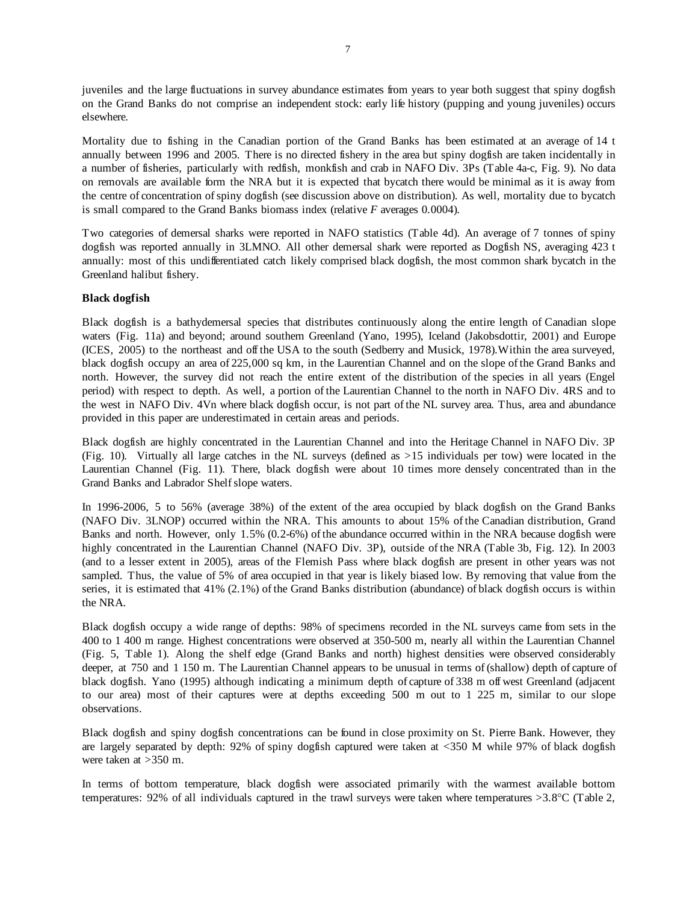juveniles and the large fluctuations in survey abundance estimates from years to year both suggest that spiny dogfish on the Grand Banks do not comprise an independent stock: early life history (pupping and young juveniles) occurs elsewhere.

Mortality due to fishing in the Canadian portion of the Grand Banks has been estimated at an average of 14 t annually between 1996 and 2005. There is no directed fishery in the area but spiny dogfish are taken incidentally in a number of fisheries, particularly with redfish, monkfish and crab in NAFO Div. 3Ps (Table 4a-c, Fig. 9). No data on removals are available form the NRA but it is expected that bycatch there would be minimal as it is away from the centre of concentration of spiny dogfish (see discussion above on distribution). As well, mortality due to bycatch is small compared to the Grand Banks biomass index (relative *F* averages 0.0004).

Two categories of demersal sharks were reported in NAFO statistics (Table 4d). An average of 7 tonnes of spiny dogfish was reported annually in 3LMNO. All other demersal shark were reported as Dogfish NS, averaging 423 t annually: most of this undifferentiated catch likely comprised black dogfish, the most common shark bycatch in the Greenland halibut fishery.

**Black dogfish**

Black dogfish is a bathydemersal species that distributes continuously along the entire length of Canadian slope waters (Fig. 11a) and beyond; around southern Greenland (Yano, 1995), Iceland (Jakobsdottir, 2001) and Europe (ICES, 2005) to the northeast and off the USA to the south (Sedberry and Musick, 1978).Within the area surveyed, black dogfish occupy an area of 225,000 sq km, in the Laurentian Channel and on the slope of the Grand Banks and north. However, the survey did not reach the entire extent of the distribution of the species in all years (Engel period) with respect to depth. As well, a portion of the Laurentian Channel to the north in NAFO Div. 4RS and to the west in NAFO Div. 4Vn where black dogfish occur, is not part of the NL survey area. Thus, area and abundance provided in this paper are underestimated in certain areas and periods.

Black dogfish are highly concentrated in the Laurentian Channel and into the Heritage Channel in NAFO Div. 3P (Fig. 10). Virtually all large catches in the NL surveys (defined as >15 individuals per tow) were located in the Laurentian Channel (Fig. 11). There, black dogfish were about 10 times more densely concentrated than in the Grand Banks and Labrador Shelf slope waters.

In 1996-2006, 5 to 56% (average 38%) of the extent of the area occupied by black dogfish on the Grand Banks (NAFO Div. 3LNOP) occurred within the NRA. This amounts to about 15% of the Canadian distribution, Grand Banks and north. However, only 1.5% (0.2-6%) of the abundance occurred within in the NRA because dogfish were highly concentrated in the Laurentian Channel (NAFO Div. 3P), outside of the NRA (Table 3b, Fig. 12). In 2003 (and to a lesser extent in 2005), areas of the Flemish Pass where black dogfish are present in other years was not sampled. Thus, the value of 5% of area occupied in that year is likely biased low. By removing that value from the series, it is estimated that 41% (2.1%) of the Grand Banks distribution (abundance) of black dogfish occurs is within the NRA.

Black dogfish occupy a wide range of depths: 98% of specimens recorded in the NL surveys came from sets in the 400 to 1 400 m range. Highest concentrations were observed at 350-500 m, nearly all within the Laurentian Channel (Fig. 5, Table 1). Along the shelf edge (Grand Banks and north) highest densities were observed considerably deeper, at 750 and 1 150 m. The Laurentian Channel appears to be unusual in terms of (shallow) depth of capture of black dogfish. Yano (1995) although indicating a minimum depth of capture of 338 m off west Greenland (adjacent to our area) most of their captures were at depths exceeding 500 m out to 1 225 m, similar to our slope observations.

Black dogfish and spiny dogfish concentrations can be found in close proximity on St. Pierre Bank. However, they are largely separated by depth: 92% of spiny dogfish captured were taken at <350 M while 97% of black dogfish were taken at >350 m.

In terms of bottom temperature, black dogfish were associated primarily with the warmest available bottom temperatures: 92% of all individuals captured in the trawl surveys were taken where temperatures >3.8°C (Table 2,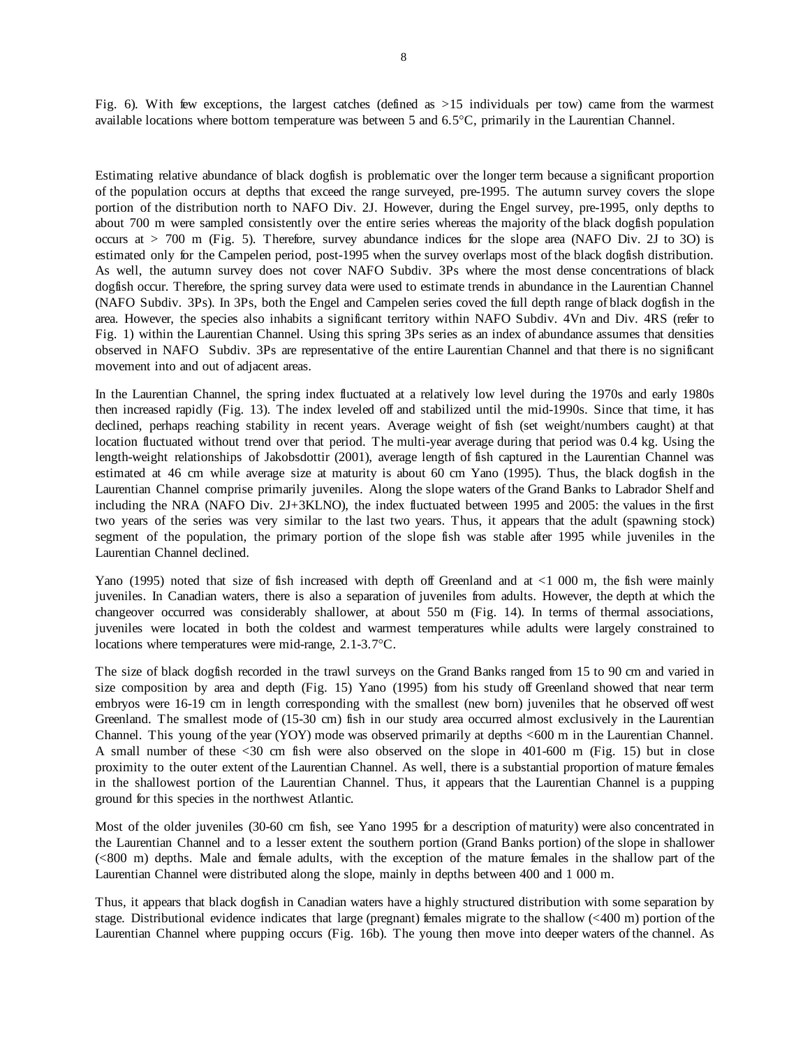Fig. 6). With few exceptions, the largest catches (defined as >15 individuals per tow) came from the warmest available locations where bottom temperature was between 5 and 6.5°C, primarily in the Laurentian Channel.

Estimating relative abundance of black dogfish is problematic over the longer term because a significant proportion of the population occurs at depths that exceed the range surveyed, pre-1995. The autumn survey covers the slope portion of the distribution north to NAFO Div. 2J. However, during the Engel survey, pre-1995, only depths to about 700 m were sampled consistently over the entire series whereas the majority of the black dogfish population occurs at > 700 m (Fig. 5). Therefore, survey abundance indices for the slope area (NAFO Div. 2J to 3O) is estimated only for the Campelen period, post-1995 when the survey overlaps most of the black dogfish distribution. As well, the autumn survey does not cover NAFO Subdiv. 3Ps where the most dense concentrations of black dogfish occur. Therefore, the spring survey data were used to estimate trends in abundance in the Laurentian Channel (NAFO Subdiv. 3Ps). In 3Ps, both the Engel and Campelen series coved the full depth range of black dogfish in the area. However, the species also inhabits a significant territory within NAFO Subdiv. 4Vn and Div. 4RS (refer to Fig. 1) within the Laurentian Channel. Using this spring 3Ps series as an index of abundance assumes that densities observed in NAFO Subdiv. 3Ps are representative of the entire Laurentian Channel and that there is no significant movement into and out of adjacent areas.

In the Laurentian Channel, the spring index fluctuated at a relatively low level during the 1970s and early 1980s then increased rapidly (Fig. 13). The index leveled off and stabilized until the mid-1990s. Since that time, it has declined, perhaps reaching stability in recent years. Average weight of fish (set weight/numbers caught) at that location fluctuated without trend over that period. The multi-year average during that period was 0.4 kg. Using the length-weight relationships of Jakobsdottir (2001), average length of fish captured in the Laurentian Channel was estimated at 46 cm while average size at maturity is about 60 cm Yano (1995). Thus, the black dogfish in the Laurentian Channel comprise primarily juveniles. Along the slope waters of the Grand Banks to Labrador Shelf and including the NRA (NAFO Div. 2J+3KLNO), the index fluctuated between 1995 and 2005: the values in the first two years of the series was very similar to the last two years. Thus, it appears that the adult (spawning stock) segment of the population, the primary portion of the slope fish was stable after 1995 while juveniles in the Laurentian Channel declined.

Yano (1995) noted that size of fish increased with depth off Greenland and at <1 000 m, the fish were mainly juveniles. In Canadian waters, there is also a separation of juveniles from adults. However, the depth at which the changeover occurred was considerably shallower, at about 550 m (Fig. 14). In terms of thermal associations, juveniles were located in both the coldest and warmest temperatures while adults were largely constrained to locations where temperatures were mid-range, 2.1-3.7°C.

The size of black dogfish recorded in the trawl surveys on the Grand Banks ranged from 15 to 90 cm and varied in size composition by area and depth (Fig. 15) Yano (1995) from his study off Greenland showed that near term embryos were 16-19 cm in length corresponding with the smallest (new born) juveniles that he observed off west Greenland. The smallest mode of (15-30 cm) fish in our study area occurred almost exclusively in the Laurentian Channel. This young of the year (YOY) mode was observed primarily at depths <600 m in the Laurentian Channel. A small number of these <30 cm fish were also observed on the slope in 401-600 m (Fig. 15) but in close proximity to the outer extent of the Laurentian Channel. As well, there is a substantial proportion of mature females in the shallowest portion of the Laurentian Channel. Thus, it appears that the Laurentian Channel is a pupping ground for this species in the northwest Atlantic.

Most of the older juveniles (30-60 cm fish, see Yano 1995 for a description of maturity) were also concentrated in the Laurentian Channel and to a lesser extent the southern portion (Grand Banks portion) of the slope in shallower (<800 m) depths. Male and female adults, with the exception of the mature females in the shallow part of the Laurentian Channel were distributed along the slope, mainly in depths between 400 and 1 000 m.

Thus, it appears that black dogfish in Canadian waters have a highly structured distribution with some separation by stage. Distributional evidence indicates that large (pregnant) females migrate to the shallow (<400 m) portion of the Laurentian Channel where pupping occurs (Fig. 16b). The young then move into deeper waters of the channel. As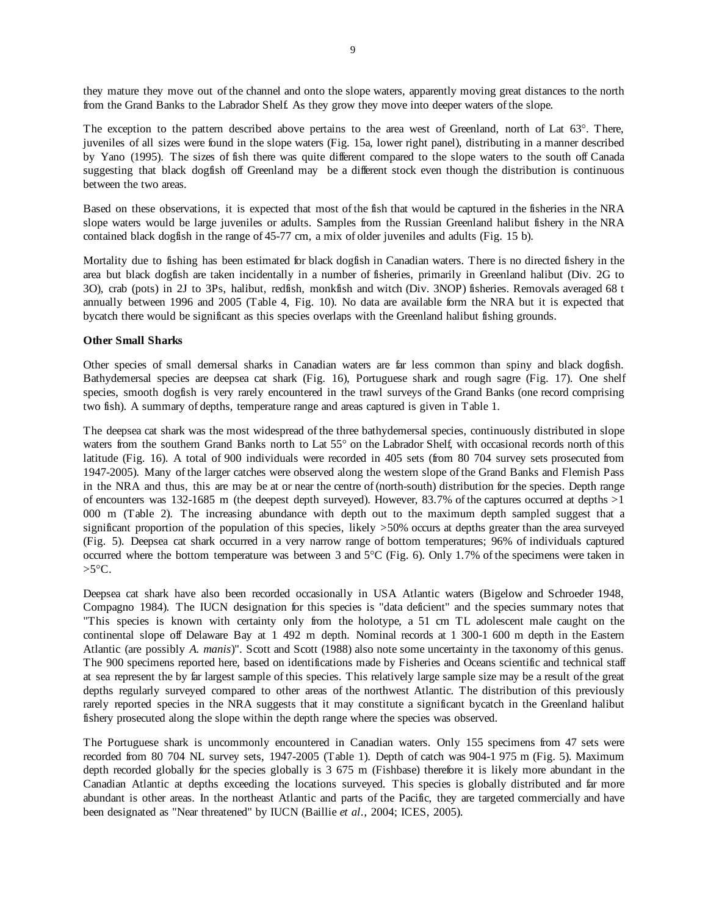they mature they move out of the channel and onto the slope waters, apparently moving great distances to the north from the Grand Banks to the Labrador Shelf. As they grow they move into deeper waters of the slope.

The exception to the pattern described above pertains to the area west of Greenland, north of Lat 63°. There, juveniles of all sizes were found in the slope waters (Fig. 15a, lower right panel), distributing in a manner described by Yano (1995). The sizes of fish there was quite different compared to the slope waters to the south off Canada suggesting that black dogfish off Greenland may  be a different stock even though the distribution is continuous between the two areas.

Based on these observations, it is expected that most of the fish that would be captured in the fisheries in the NRA slope waters would be large juveniles or adults. Samples from the Russian Greenland halibut fishery in the NRA contained black dogfish in the range of 45-77 cm, a mix of older juveniles and adults (Fig. 15 b).

Mortality due to fishing has been estimated for black dogfish in Canadian waters. There is no directed fishery in the area but black dogfish are taken incidentally in a number of fisheries, primarily in Greenland halibut (Div. 2G to 3O), crab (pots) in 2J to 3Ps, halibut, redfish, monkfish and witch (Div. 3NOP) fisheries. Removals averaged 68 t annually between 1996 and 2005 (Table 4, Fig. 10). No data are available form the NRA but it is expected that bycatch there would be significant as this species overlaps with the Greenland halibut fishing grounds.

**Other Small Sharks**

Other species of small demersal sharks in Canadian waters are far less common than spiny and black dogfish. Bathydemersal species are deepsea cat shark (Fig. 16), Portuguese shark and rough sagre (Fig. 17). One shelf species, smooth dogfish is very rarely encountered in the trawl surveys of the Grand Banks (one record comprising two fish). A summary of depths, temperature range and areas captured is given in Table 1.

The deepsea cat shark was the most widespread of the three bathydemersal species, continuously distributed in slope waters from the southern Grand Banks north to Lat 55° on the Labrador Shelf, with occasional records north of this latitude (Fig. 16). A total of 900 individuals were recorded in 405 sets (from 80 704 survey sets prosecuted from 1947-2005). Many of the larger catches were observed along the western slope of the Grand Banks and Flemish Pass in the NRA and thus, this are may be at or near the centre of (north-south) distribution for the species. Depth range of encounters was 132-1685 m (the deepest depth surveyed). However, 83.7% of the captures occurred at depths >1 000 m (Table 2). The increasing abundance with depth out to the maximum depth sampled suggest that a significant proportion of the population of this species, likely >50% occurs at depths greater than the area surveyed (Fig. 5). Deepsea cat shark occurred in a very narrow range of bottom temperatures; 96% of individuals captured occurred where the bottom temperature was between 3 and 5°C (Fig. 6). Only 1.7% of the specimens were taken in >5°C.

Deepsea cat shark have also been recorded occasionally in USA Atlantic waters (Bigelow and Schroeder 1948, Compagno 1984). The IUCN designation for this species is "data deficient" and the species summary notes that "This species is known with certainty only from the holotype, a 51 cm TL adolescent male caught on the continental slope off Delaware Bay at 1 492 m depth. Nominal records at 1 300-1 600 m depth in the Eastern Atlantic (are possibly *A. manis*)". Scott and Scott (1988) also note some uncertainty in the taxonomy of this genus. The 900 specimens reported here, based on identifications made by Fisheries and Oceans scientific and technical staff at sea represent the by far largest sample of this species. This relatively large sample size may be a result of the great depths regularly surveyed compared to other areas of the northwest Atlantic. The distribution of this previously rarely reported species in the NRA suggests that it may constitute a significant bycatch in the Greenland halibut fishery prosecuted along the slope within the depth range where the species was observed.

The Portuguese shark is uncommonly encountered in Canadian waters. Only 155 specimens from 47 sets were recorded from 80 704 NL survey sets, 1947-2005 (Table 1). Depth of catch was 904-1 975 m (Fig. 5). Maximum depth recorded globally for the species globally is 3 675 m (Fishbase) therefore it is likely more abundant in the Canadian Atlantic at depths exceeding the locations surveyed. This species is globally distributed and far more abundant is other areas. In the northeast Atlantic and parts of the Pacific, they are targeted commercially and have been designated as "Near threatened" by IUCN (Baillie *et al.*, 2004; ICES, 2005).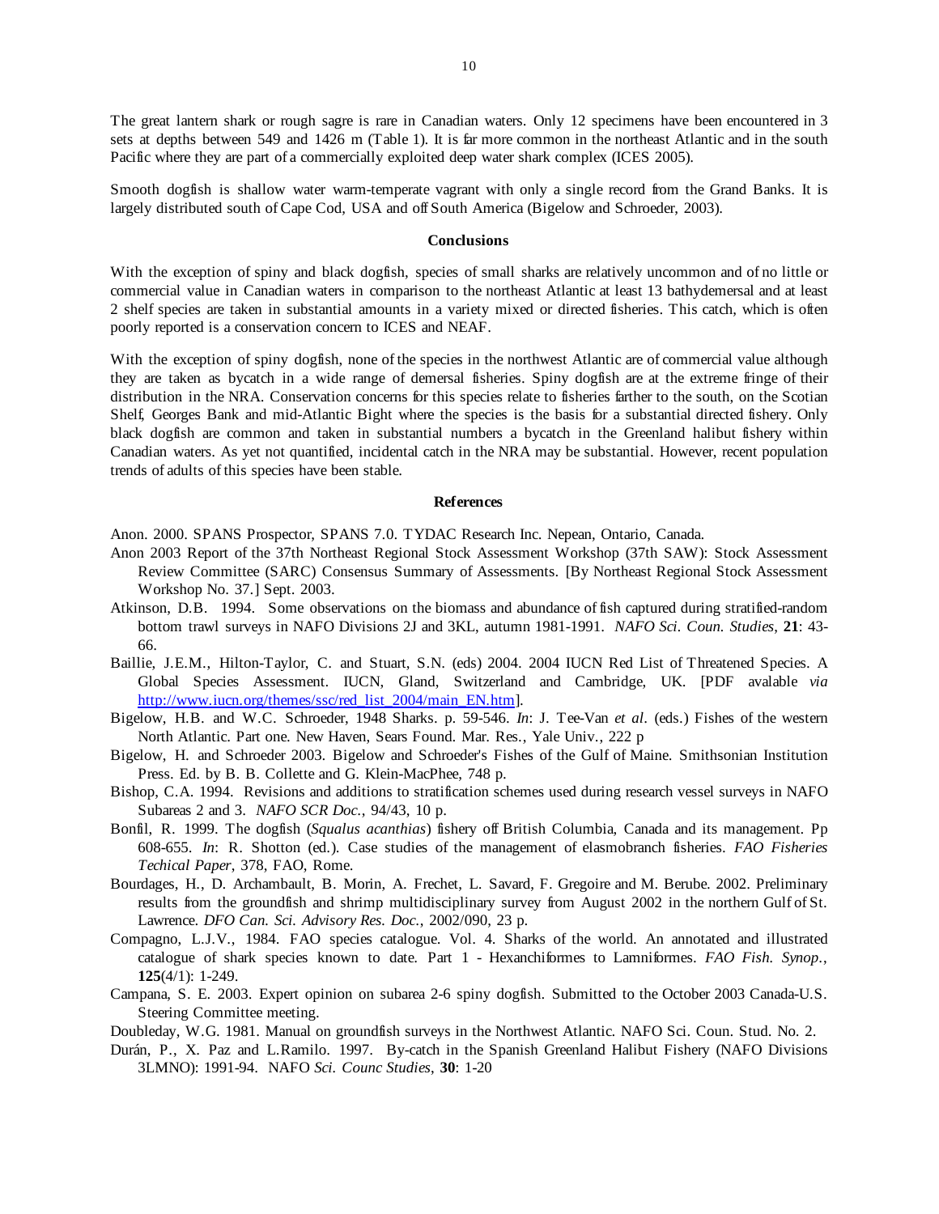The great lantern shark or rough sagre is rare in Canadian waters. Only 12 specimens have been encountered in 3 sets at depths between 549 and 1426 m (Table 1). It is far more common in the northeast Atlantic and in the south Pacific where they are part of a commercially exploited deep water shark complex (ICES 2005).

Smooth dogfish is shallow water warm-temperate vagrant with only a single record from the Grand Banks. It is largely distributed south of Cape Cod, USA and off South America (Bigelow and Schroeder, 2003).

## Conclusions

With the exception of spiny and black dogfish, species of small sharks are relatively uncommon and of no little or commercial value in Canadian waters in comparison to the northeast Atlantic at least 13 bathydemersal and at least 2 shelf species are taken in substantial amounts in a variety mixed or directed fisheries. This catch, which is often poorly reported is a conservation concern to ICES and NEAF.

With the exception of spiny dogfish, none of the species in the northwest Atlantic are of commercial value although they are taken as bycatch in a wide range of demersal fisheries. Spiny dogfish are at the extreme fringe of their distribution in the NRA. Conservation concerns for this species relate to fisheries farther to the south, on the Scotian Shelf, Georges Bank and mid-Atlantic Bight where the species is the basis for a substantial directed fishery. Only black dogfish are common and taken in substantial numbers a bycatch in the Greenland halibut fishery within Canadian waters. As yet not quantified, incidental catch in the NRA may be substantial. However, recent population trends of adults of this species have been stable.

## References

Anon. 2000. SPANS Prospector, SPANS 7.0. TYDAC Research Inc. Nepean, Ontario, Canada.

Anon 2003 Report of the 37th Northeast Regional Stock Assessment Workshop (37th SAW): Stock Assessment Review Committee (SARC) Consensus Summary of Assessments. [By Northeast Regional Stock Assessment Workshop No. 37.] Sept. 2003.

Atkinson, D.B. 1994. Some observations on the biomass and abundance of fish captured during stratified-random bottom trawl surveys in NAFO Divisions 2J and 3KL, autumn 1981-1991. *NAFO Sci. Coun. Studies*, **21**: 43-66.

Baillie, J.E.M., Hilton-Taylor, C. and Stuart, S.N. (eds) 2004. 2004 IUCN Red List of Threatened Species. A Global Species Assessment. IUCN, Gland, Switzerland and Cambridge, UK. [PDF avalable *via* http://www.iucn.org/themes/ssc/red_list_2004/main_EN.htm].

Bigelow, H.B. and W.C. Schroeder, 1948 Sharks. p. 59-546. *In*: J. Tee-Van *et al*. (eds.) Fishes of the western North Atlantic. Part one. New Haven, Sears Found. Mar. Res., Yale Univ., 222 p

Bigelow, H. and Schroeder 2003. Bigelow and Schroeder's Fishes of the Gulf of Maine. Smithsonian Institution Press. Ed. by B. B. Collette and G. Klein-MacPhee, 748 p.

Bishop, C.A. 1994. Revisions and additions to stratification schemes used during research vessel surveys in NAFO Subareas 2 and 3. *NAFO SCR Doc.*, 94/43, 10 p.

Bonfil, R. 1999. The dogfish (*Squalus acanthias*) fishery off British Columbia, Canada and its management. Pp 608-655. *In*: R. Shotton (ed.). Case studies of the management of elasmobranch fisheries. *FAO Fisheries Techical Paper*, 378, FAO, Rome.

Bourdages, H., D. Archambault, B. Morin, A. Frechet, L. Savard, F. Gregoire and M. Berube. 2002. Preliminary results from the groundfish and shrimp multidisciplinary survey from August 2002 in the northern Gulf of St. Lawrence. *DFO Can. Sci. Advisory Res. Doc.*, 2002/090, 23 p.

Compagno, L.J.V., 1984. FAO species catalogue. Vol. 4. Sharks of the world. An annotated and illustrated catalogue of shark species known to date. Part 1 - Hexanchiformes to Lamniformes. *FAO Fish. Synop.*, **125**(4/1): 1-249.

Campana, S. E. 2003. Expert opinion on subarea 2-6 spiny dogfish. Submitted to the October 2003 Canada-U.S. Steering Committee meeting.

Doubleday, W.G. 1981. Manual on groundfish surveys in the Northwest Atlantic. NAFO Sci. Coun. Stud. No. 2.

Durán, P., X. Paz and L.Ramilo. 1997. By-catch in the Spanish Greenland Halibut Fishery (NAFO Divisions 3LMNO): 1991-94. NAFO *Sci. Counc Studies*, **30**: 1-20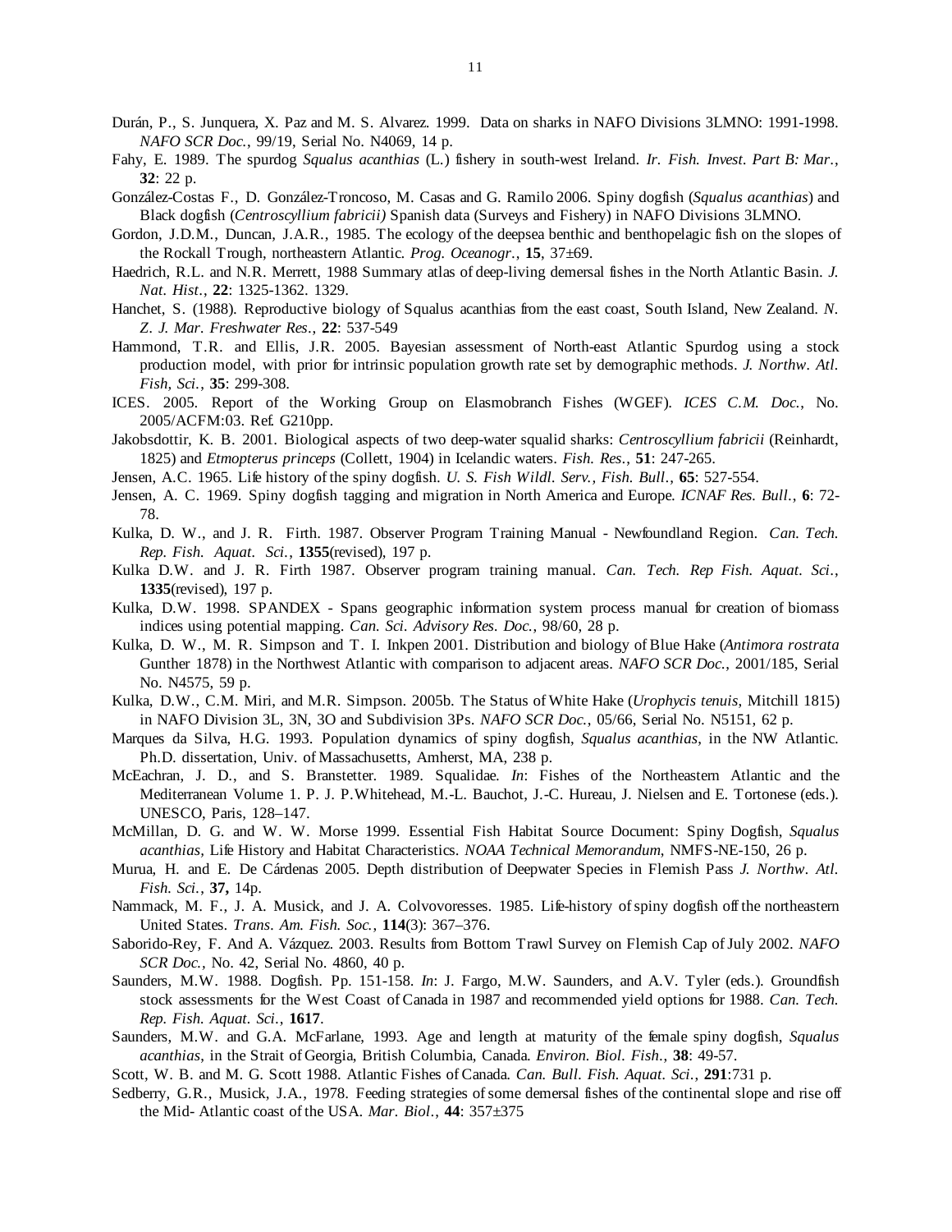Durán, P., S. Junquera, X. Paz and M. S. Alvarez. 1999. Data on sharks in NAFO Divisions 3LMNO: 1991-1998. *NAFO SCR Doc.*, 99/19, Serial No. N4069, 14 p.

Fahy, E. 1989. The spurdog *Squalus acanthias* (L.) fishery in south-west Ireland. *Ir. Fish. Invest. Part B: Mar.*, **32**: 22 p.

González-Costas F., D. González-Troncoso, M. Casas and G. Ramilo 2006. Spiny dogfish (*Squalus acanthias*) and Black dogfish (*Centroscyllium fabricii)* Spanish data (Surveys and Fishery) in NAFO Divisions 3LMNO.

Gordon, J.D.M., Duncan, J.A.R., 1985. The ecology of the deepsea benthic and benthopelagic fish on the slopes of the Rockall Trough, northeastern Atlantic. *Prog. Oceanogr.*, **15**, 37±69.

Haedrich, R.L. and N.R. Merrett, 1988 Summary atlas of deep-living demersal fishes in the North Atlantic Basin. *J. Nat. Hist.*, **22**: 1325-1362. 1329.

Hanchet, S. (1988). Reproductive biology of Squalus acanthias from the east coast, South Island, New Zealand. *N. Z. J. Mar. Freshwater Res.*, **22**: 537-549

Hammond, T.R. and Ellis, J.R. 2005. Bayesian assessment of North-east Atlantic Spurdog using a stock production model, with prior for intrinsic population growth rate set by demographic methods. *J. Northw. Atl. Fish, Sci.*, **35**: 299-308.

ICES. 2005. Report of the Working Group on Elasmobranch Fishes (WGEF). *ICES C.M. Doc.*, No. 2005/ACFM:03. Ref. G210pp.

Jakobsdottir, K. B. 2001. Biological aspects of two deep-water squalid sharks: *Centroscyllium fabricii* (Reinhardt, 1825) and *Etmopterus princeps* (Collett, 1904) in Icelandic waters. *Fish. Res.*, **51**: 247-265.

Jensen, A.C. 1965. Life history of the spiny dogfish. *U. S. Fish Wildl. Serv., Fish. Bull.*, **65**: 527-554.

Jensen, A. C. 1969. Spiny dogfish tagging and migration in North America and Europe. *ICNAF Res. Bull.*, **6**: 72-78.

Kulka, D. W., and J. R. Firth. 1987. Observer Program Training Manual - Newfoundland Region. *Can. Tech. Rep. Fish. Aquat. Sci.*, **1355**(revised), 197 p.

Kulka D.W. and J. R. Firth 1987. Observer program training manual. *Can. Tech. Rep Fish. Aquat. Sci.*, **1335**(revised), 197 p.

Kulka, D.W. 1998. SPANDEX - Spans geographic information system process manual for creation of biomass indices using potential mapping. *Can. Sci. Advisory Res. Doc.*, 98/60, 28 p.

Kulka, D. W., M. R. Simpson and T. I. Inkpen 2001. Distribution and biology of Blue Hake (*Antimora rostrata* Gunther 1878) in the Northwest Atlantic with comparison to adjacent areas. *NAFO SCR Doc.*, 2001/185, Serial No. N4575, 59 p.

Kulka, D.W., C.M. Miri, and M.R. Simpson. 2005b. The Status of White Hake (*Urophycis tenuis*, Mitchill 1815) in NAFO Division 3L, 3N, 3O and Subdivision 3Ps. *NAFO SCR Doc.*, 05/66, Serial No. N5151, 62 p.

Marques da Silva, H.G. 1993. Population dynamics of spiny dogfish, *Squalus acanthias*, in the NW Atlantic. Ph.D. dissertation, Univ. of Massachusetts, Amherst, MA, 238 p.

McEachran, J. D., and S. Branstetter. 1989. Squalidae. *In*: Fishes of the Northeastern Atlantic and the Mediterranean Volume 1. P. J. P.Whitehead, M.-L. Bauchot, J.-C. Hureau, J. Nielsen and E. Tortonese (eds.). UNESCO, Paris, 128–147.

McMillan, D. G. and W. W. Morse 1999. Essential Fish Habitat Source Document: Spiny Dogfish, *Squalus acanthias*, Life History and Habitat Characteristics. *NOAA Technical Memorandum*, NMFS-NE-150, 26 p.

Murua, H. and E. De Cárdenas 2005. Depth distribution of Deepwater Species in Flemish Pass *J. Northw. Atl. Fish. Sci.*, **37,** 14p.

Nammack, M. F., J. A. Musick, and J. A. Colvovoresses. 1985. Life-history of spiny dogfish off the northeastern United States. *Trans. Am. Fish. Soc.*, **114**(3): 367–376.

Saborido-Rey, F. And A. Vázquez. 2003. Results from Bottom Trawl Survey on Flemish Cap of July 2002. *NAFO SCR Doc.*, No. 42, Serial No. 4860, 40 p.

Saunders, M.W. 1988. Dogfish. Pp. 151-158. *In*: J. Fargo, M.W. Saunders, and A.V. Tyler (eds.). Groundfish stock assessments for the West Coast of Canada in 1987 and recommended yield options for 1988. *Can. Tech. Rep. Fish. Aquat. Sci.*, **1617**.

Saunders, M.W. and G.A. McFarlane, 1993. Age and length at maturity of the female spiny dogfish, *Squalus acanthias*, in the Strait of Georgia, British Columbia, Canada. *Environ. Biol. Fish.*, **38**: 49-57.

Scott, W. B. and M. G. Scott 1988. Atlantic Fishes of Canada. *Can. Bull. Fish. Aquat. Sci.*, **291**:731 p.

Sedberry, G.R., Musick, J.A., 1978. Feeding strategies of some demersal fishes of the continental slope and rise off the Mid- Atlantic coast of the USA. *Mar. Biol.*, **44**: 357±375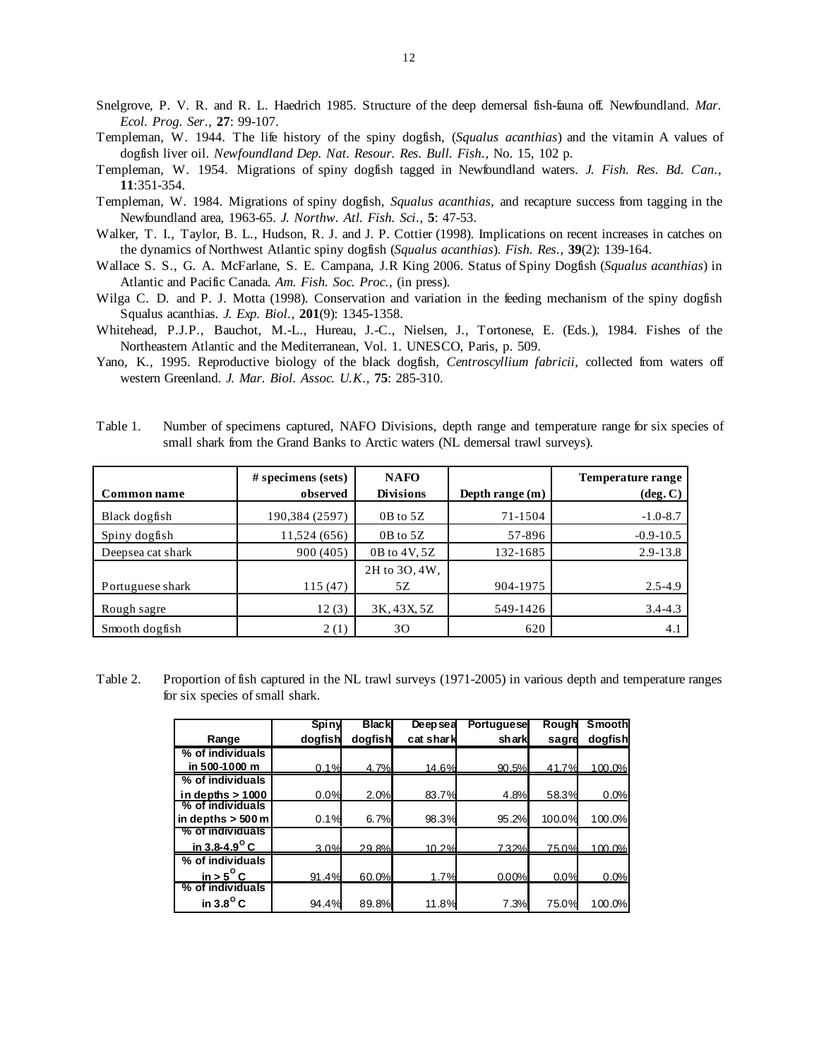Snelgrove, P. V. R. and R. L. Haedrich 1985. Structure of the deep demersal fish-fauna off. Newfoundland. *Mar. Ecol. Prog. Ser.*, **27**: 99-107.

Templeman, W. 1944. The life history of the spiny dogfish, (*Squalus acanthias*) and the vitamin A values of dogfish liver oil. *Newfoundland Dep. Nat. Resour. Res. Bull. Fish.*, No. 15, 102 p.

Templeman, W. 1954. Migrations of spiny dogfish tagged in Newfoundland waters. *J. Fish. Res. Bd. Can.*, **11**:351-354.

Templeman, W. 1984. Migrations of spiny dogfish, *Squalus acanthias*, and recapture success from tagging in the Newfoundland area, 1963-65. *J. Northw. Atl. Fish. Sci.*, **5**: 47-53.

Walker, T. I., Taylor, B. L., Hudson, R. J. and J. P. Cottier (1998). Implications on recent increases in catches on the dynamics of Northwest Atlantic spiny dogfish (*Squalus acanthias*). *Fish. Res.*, **39**(2): 139-164.

Wallace S. S., G. A. McFarlane, S. E. Campana, J.R King 2006. Status of Spiny Dogfish (*Squalus acanthias*) in Atlantic and Pacific Canada. *Am. Fish. Soc. Proc.*, (in press).

Wilga C. D. and P. J. Motta (1998). Conservation and variation in the feeding mechanism of the spiny dogfish Squalus acanthias. *J. Exp. Biol.*, **201**(9): 1345-1358.

Whitehead, P.J.P., Bauchot, M.-L., Hureau, J.-C., Nielsen, J., Tortonese, E. (Eds.), 1984. Fishes of the Northeastern Atlantic and the Mediterranean, Vol. 1. UNESCO, Paris, p. 509.

Yano, K., 1995. Reproductive biology of the black dogfish, *Centroscyllium fabricii*, collected from waters off western Greenland. *J. Mar. Biol. Assoc. U.K.*, **75**: 285-310.

Table 1. Number of specimens captured, NAFO Divisions, depth range and temperature range for six species of small shark from the Grand Banks to Arctic waters (NL demersal trawl surveys).

| Common name | # specimens (sets) observed | NAFO Divisions | Depth range (m) | Temperature range (deg. C) |
|---|---|---|---|---|
| Black dogfish | 190,384 (2597) | 0B to 5Z | 71-1504 | -1.0-8.7 |
| Spiny dogfish | 11,524 (656) | 0B to 5Z | 57-896 | -0.9-10.5 |
| Deepsea cat shark | 900 (405) | 0B to 4V, 5Z | 132-1685 | 2.9-13.8 |
| Portuguese shark | 115 (47) | 2H to 3O, 4W, 5Z | 904-1975 | 2.5-4.9 |
| Rough sagre | 12 (3) | 3K, 43X, 5Z | 549-1426 | 3.4-4.3 |
| Smooth dogfish | 2 (1) | 3O | 620 | 4.1 |

Table 2. Proportion of fish captured in the NL trawl surveys (1971-2005) in various depth and temperature ranges for six species of small shark.

| Range | Spiny dogfish | Black dogfish | Deepsea cat shark | Portuguese shark | Rough sagre | Smooth dogfish |
|---|---|---|---|---|---|---|
| % of individuals in 500-1000 m | 0.1% | 4.7% | 14.6% | 90.5% | 41.7% | 100.0% |
| % of individuals in depths > 1000 | 0.0% | 2.0% | 83.7% | 4.8% | 58.3% | 0.0% |
| % of individuals in depths > 500 m | 0.1% | 6.7% | 98.3% | 95.2% | 100.0% | 100.0% |
| % of individuals in 3.8-4.9$^{O}$ C | 3.0% | 29.8% | 10.2% | 7.32% | 75.0% | 100.0% |
| % of individuals in > 5$^{O}$ C | 91.4% | 60.0% | 1.7% | 0.00% | 0.0% | 0.0% |
| % of individuals in 3.8$^{O}$ C | 94.4% | 89.8% | 11.8% | 7.3% | 75.0% | 100.0% |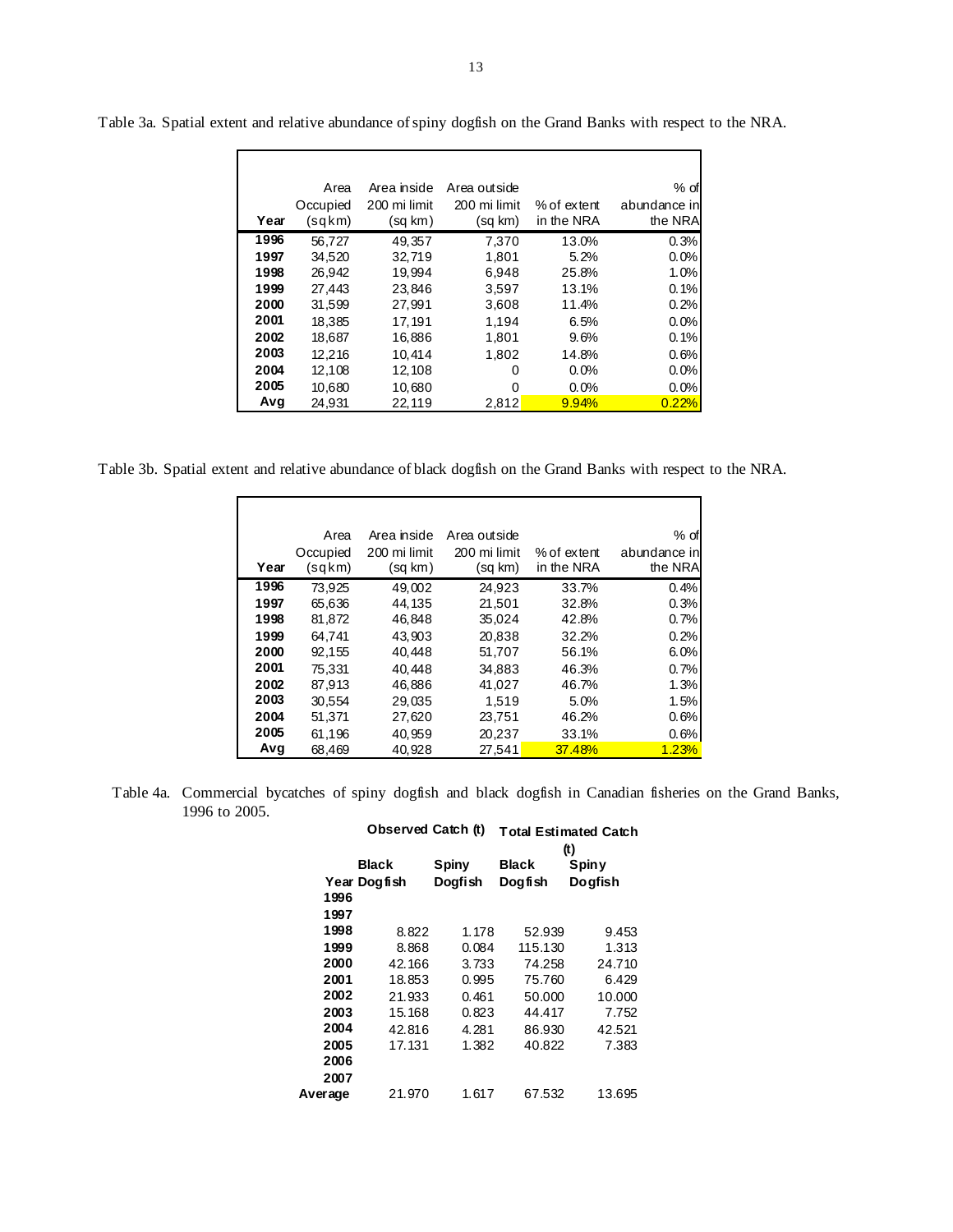Table 3a. Spatial extent and relative abundance of spiny dogfish on the Grand Banks with respect to the NRA.

| Year | Area Occupied (sq km) | Area inside 200 mi limit (sq km) | Area outside 200 mi limit (sq km) | % of extent in the NRA | % of abundance in the NRA |
|---|---|---|---|---|---|
| 1996 | 56,727 | 49,357 | 7,370 | 13.0% | 0.3% |
| 1997 | 34,520 | 32,719 | 1,801 | 5.2% | 0.0% |
| 1998 | 26,942 | 19,994 | 6,948 | 25.8% | 1.0% |
| 1999 | 27,443 | 23,846 | 3,597 | 13.1% | 0.1% |
| 2000 | 31,599 | 27,991 | 3,608 | 11.4% | 0.2% |
| 2001 | 18,385 | 17,191 | 1,194 | 6.5% | 0.0% |
| 2002 | 18,687 | 16,886 | 1,801 | 9.6% | 0.1% |
| 2003 | 12,216 | 10,414 | 1,802 | 14.8% | 0.6% |
| 2004 | 12,108 | 12,108 | 0 | 0.0% | 0.0% |
| 2005 | 10,680 | 10,680 | 0 | 0.0% | 0.0% |
| Avg | 24,931 | 22,119 | 2,812 | 9.94% | 0.22% |

Table 3b. Spatial extent and relative abundance of black dogfish on the Grand Banks with respect to the NRA.

| Year | Area Occupied (sq km) | Area inside 200 mi limit (sq km) | Area outside 200 mi limit (sq km) | % of extent in the NRA | % of abundance in the NRA |
|---|---|---|---|---|---|
| 1996 | 73,925 | 49,002 | 24,923 | 33.7% | 0.4% |
| 1997 | 65,636 | 44,135 | 21,501 | 32.8% | 0.3% |
| 1998 | 81,872 | 46,848 | 35,024 | 42.8% | 0.7% |
| 1999 | 64,741 | 43,903 | 20,838 | 32.2% | 0.2% |
| 2000 | 92,155 | 40,448 | 51,707 | 56.1% | 6.0% |
| 2001 | 75,331 | 40,448 | 34,883 | 46.3% | 0.7% |
| 2002 | 87,913 | 46,886 | 41,027 | 46.7% | 1.3% |
| 2003 | 30,554 | 29,035 | 1,519 | 5.0% | 1.5% |
| 2004 | 51,371 | 27,620 | 23,751 | 46.2% | 0.6% |
| 2005 | 61,196 | 40,959 | 20,237 | 33.1% | 0.6% |
| Avg | 68,469 | 40,928 | 27,541 | 37.48% | 1.23% |

Table 4a. Commercial bycatches of spiny dogfish and black dogfish in Canadian fisheries on the Grand Banks, 1996 to 2005.

| | Observed Catch (t) | | Total Estimated Catch (t) | |
|---|---|---|---|---|
| Year | Black Dogfish | Spiny Dogfish | Black Dogfish | Spiny Dogfish |
| 1996 | | | | |
| 1997 | | | | |
| 1998 | 8.822 | 1.178 | 52.939 | 9.453 |
| 1999 | 8.868 | 0.084 | 115.130 | 1.313 |
| 2000 | 42.166 | 3.733 | 74.258 | 24.710 |
| 2001 | 18.853 | 0.995 | 75.760 | 6.429 |
| 2002 | 21.933 | 0.461 | 50.000 | 10.000 |
| 2003 | 15.168 | 0.823 | 44.417 | 7.752 |
| 2004 | 42.816 | 4.281 | 86.930 | 42.521 |
| 2005 | 17.131 | 1.382 | 40.822 | 7.383 |
| 2006 | | | | |
| 2007 | | | | |
| Average | 21.970 | 1.617 | 67.532 | 13.695 |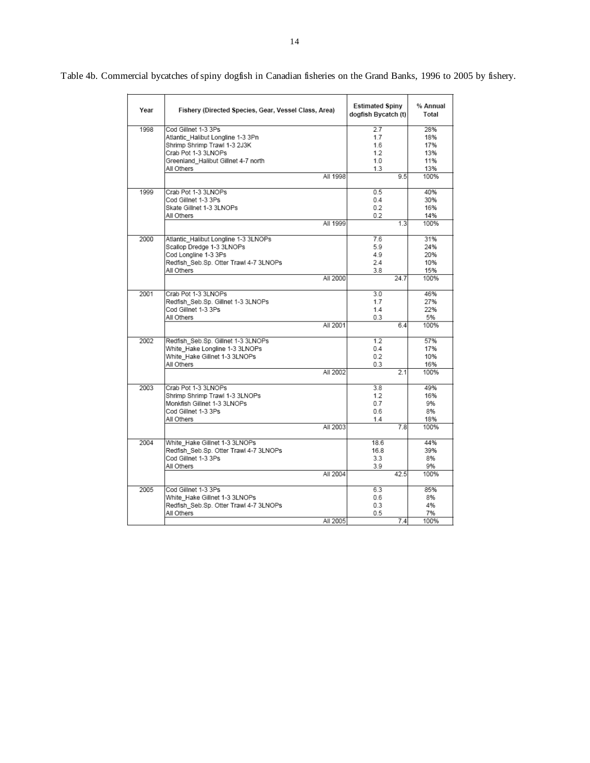Table 4b. Commercial bycatches of spiny dogfish in Canadian fisheries on the Grand Banks, 1996 to 2005 by fishery.

| Year | Fishery (Directed Species, Gear, Vessel Class, Area) | Estimated Spiny dogfish Bycatch (t) | % Annual Total |
|---|---|---|---|
| 1998 | Cod Gillnet 1-3 3Ps | 2.7 | 28% |
| | Atlantic_Halibut Longline 1-3 3Pn | 1.7 | 18% |
| | Shrimp Shrimp Trawl 1-3 2J3K | 1.6 | 17% |
| | Crab Pot 1-3 3LNOPs | 1.2 | 13% |
| | Greenland_Halibut Gillnet 4-7 north | 1.0 | 11% |
| | All Others | 1.3 | 13% |
| | All 1998 | 9.5 | 100% |
| 1999 | Crab Pot 1-3 3LNOPs | 0.5 | 40% |
| | Cod Gillnet 1-3 3Ps | 0.4 | 30% |
| | Skate Gillnet 1-3 3LNOPs | 0.2 | 16% |
| | All Others | 0.2 | 14% |
| | All 1999 | 1.3 | 100% |
| 2000 | Atlantic_Halibut Longline 1-3 3LNOPs | 7.6 | 31% |
| | Scallop Dredge 1-3 3LNOPs | 5.9 | 24% |
| | Cod Longline 1-3 3Ps | 4.9 | 20% |
| | Redfish_Seb.Sp. Otter Trawl 4-7 3LNOPs | 2.4 | 10% |
| | All Others | 3.8 | 15% |
| | All 2000 | 24.7 | 100% |
| 2001 | Crab Pot 1-3 3LNOPs | 3.0 | 46% |
| | Redfish_Seb.Sp. Gillnet 1-3 3LNOPs | 1.7 | 27% |
| | Cod Gillnet 1-3 3Ps | 1.4 | 22% |
| | All Others | 0.3 | 5% |
| | All 2001 | 6.4 | 100% |
| 2002 | Redfish_Seb.Sp. Gillnet 1-3 3LNOPs | 1.2 | 57% |
| | White_Hake Longline 1-3 3LNOPs | 0.4 | 17% |
| | White_Hake Gillnet 1-3 3LNOPs | 0.2 | 10% |
| | All Others | 0.3 | 16% |
| | All 2002 | 2.1 | 100% |
| 2003 | Crab Pot 1-3 3LNOPs | 3.8 | 49% |
| | Shrimp Shrimp Trawl 1-3 3LNOPs | 1.2 | 16% |
| | Monkfish Gillnet 1-3 3LNOPs | 0.7 | 9% |
| | Cod Gillnet 1-3 3Ps | 0.6 | 8% |
| | All Others | 1.4 | 18% |
| | All 2003 | 7.8 | 100% |
| 2004 | White_Hake Gillnet 1-3 3LNOPs | 18.6 | 44% |
| | Redfish_Seb.Sp. Otter Trawl 4-7 3LNOPs | 16.8 | 39% |
| | Cod Gillnet 1-3 3Ps | 3.3 | 8% |
| | All Others | 3.9 | 9% |
| | All 2004 | 42.5 | 100% |
| 2005 | Cod Gillnet 1-3 3Ps | 6.3 | 85% |
| | White_Hake Gillnet 1-3 3LNOPs | 0.6 | 8% |
| | Redfish_Seb.Sp. Otter Trawl 4-7 3LNOPs | 0.3 | 4% |
| | All Others | 0.5 | 7% |
| | All 2005 | 7.4 | 100% |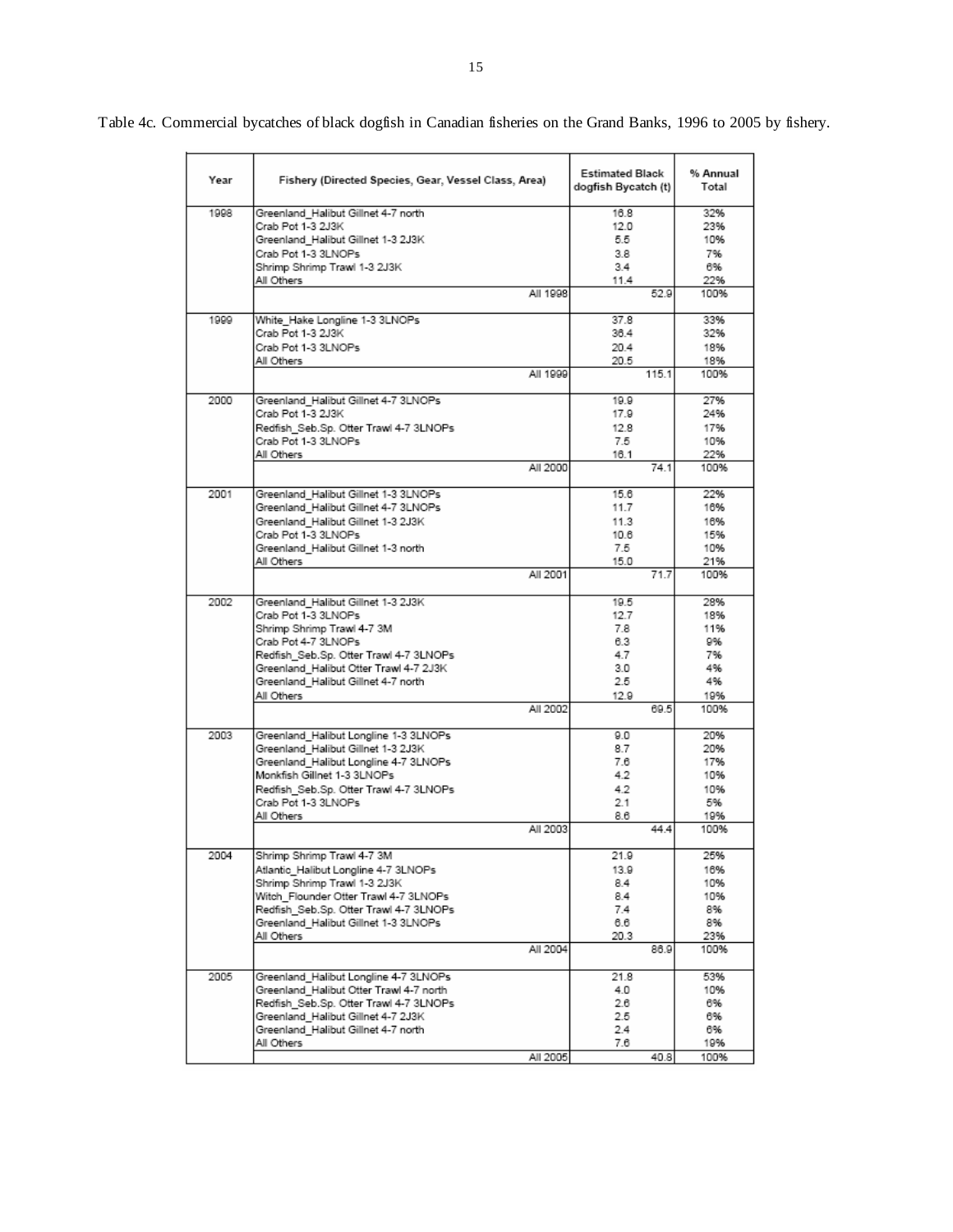Table 4c. Commercial bycatches of black dogfish in Canadian fisheries on the Grand Banks, 1996 to 2005 by fishery.

| Year | Fishery (Directed Species, Gear, Vessel Class, Area) | Estimated Black dogfish Bycatch (t) | | % Annual Total |
|---|---|---|---|---|
| 1998 | Greenland_Halibut Gillnet 4-7 north | 16.8 | | 32% |
| | Crab Pot 1-3 2J3K | 12.0 | | 23% |
| | Greenland_Halibut Gillnet 1-3 2J3K | 5.5 | | 10% |
| | Crab Pot 1-3 3LNOPs | 3.8 | | 7% |
| | Shrimp Shrimp Trawl 1-3 2J3K | 3.4 | | 6% |
| | All Others | 11.4 | | 22% |
| | All 1998 | | 52.9 | 100% |
| 1999 | White_Hake Longline 1-3 3LNOPs | 37.8 | | 33% |
| | Crab Pot 1-3 2J3K | 36.4 | | 32% |
| | Crab Pot 1-3 3LNOPs | 20.4 | | 18% |
| | All Others | 20.5 | | 18% |
| | All 1999 | | 115.1 | 100% |
| 2000 | Greenland_Halibut Gillnet 4-7 3LNOPs | 19.9 | | 27% |
| | Crab Pot 1-3 2J3K | 17.9 | | 24% |
| | Redfish_Seb.Sp. Otter Trawl 4-7 3LNOPs | 12.8 | | 17% |
| | Crab Pot 1-3 3LNOPs | 7.5 | | 10% |
| | All Others | 16.1 | | 22% |
| | All 2000 | | 74.1 | 100% |
| 2001 | Greenland_Halibut Gillnet 1-3 3LNOPs | 15.6 | | 22% |
| | Greenland_Halibut Gillnet 4-7 3LNOPs | 11.7 | | 16% |
| | Greenland_Halibut Gillnet 1-3 2J3K | 11.3 | | 16% |
| | Crab Pot 1-3 3LNOPs | 10.6 | | 15% |
| | Greenland_Halibut Gillnet 1-3 north | 7.5 | | 10% |
| | All Others | 15.0 | | 21% |
| | All 2001 | | 71.7 | 100% |
| 2002 | Greenland_Halibut Gillnet 1-3 2J3K | 19.5 | | 28% |
| | Crab Pot 1-3 3LNOPs | 12.7 | | 18% |
| | Shrimp Shrimp Trawl 4-7 3M | 7.8 | | 11% |
| | Crab Pot 4-7 3LNOPs | 6.3 | | 9% |
| | Redfish_Seb.Sp. Otter Trawl 4-7 3LNOPs | 4.7 | | 7% |
| | Greenland_Halibut Otter Trawl 4-7 2J3K | 3.0 | | 4% |
| | Greenland_Halibut Gillnet 4-7 north | 2.5 | | 4% |
| | All Others | 12.9 | | 19% |
| | All 2002 | | 69.5 | 100% |
| 2003 | Greenland_Halibut Longline 1-3 3LNOPs | 9.0 | | 20% |
| | Greenland_Halibut Gillnet 1-3 2J3K | 8.7 | | 20% |
| | Greenland_Halibut Longline 4-7 3LNOPs | 7.6 | | 17% |
| | Monkfish Gillnet 1-3 3LNOPs | 4.2 | | 10% |
| | Redfish_Seb.Sp. Otter Trawl 4-7 3LNOPs | 4.2 | | 10% |
| | Crab Pot 1-3 3LNOPs | 2.1 | | 5% |
| | All Others | 8.6 | | 19% |
| | All 2003 | | 44.4 | 100% |
| 2004 | Shrimp Shrimp Trawl 4-7 3M | 21.9 | | 25% |
| | Atlantic_Halibut Longline 4-7 3LNOPs | 13.9 | | 16% |
| | Shrimp Shrimp Trawl 1-3 2J3K | 8.4 | | 10% |
| | Witch_Flounder Otter Trawl 4-7 3LNOPs | 8.4 | | 10% |
| | Redfish_Seb.Sp. Otter Trawl 4-7 3LNOPs | 7.4 | | 8% |
| | Greenland_Halibut Gillnet 1-3 3LNOPs | 6.6 | | 8% |
| | All Others | 20.3 | | 23% |
| | All 2004 | | 86.9 | 100% |
| 2005 | Greenland_Halibut Longline 4-7 3LNOPs | 21.8 | | 53% |
| | Greenland_Halibut Otter Trawl 4-7 north | 4.0 | | 10% |
| | Redfish_Seb.Sp. Otter Trawl 4-7 3LNOPs | 2.6 | | 6% |
| | Greenland_Halibut Gillnet 4-7 2J3K | 2.5 | | 6% |
| | Greenland_Halibut Gillnet 4-7 north | 2.4 | | 6% |
| | All Others | 7.6 | | 19% |
| | All 2005 | | 40.8 | 100% |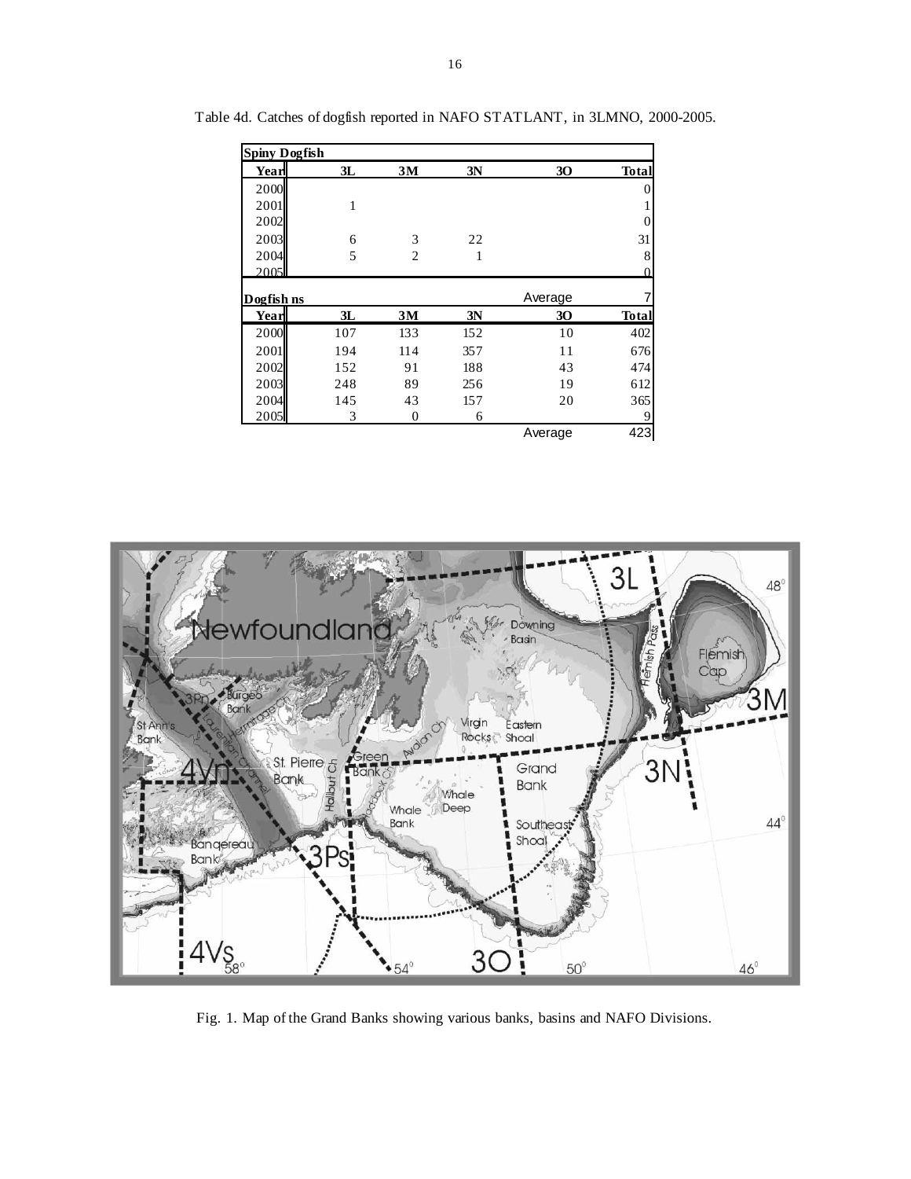Table 4d. Catches of dogfish reported in NAFO STATLANT, in 3LMNO, 2000-2005.

**Spiny Dogfish**

| Year | 3L | 3M | 3N | 3O | Total |
|---|---|---|---|---|---|
| 2000 | | | | | 0 |
| 2001 | 1 | | | | 1 |
| 2002 | | | | | 0 |
| 2003 | 6 | 3 | 22 | | 31 |
| 2004 | 5 | 2 | 1 | | 8 |
| 2005 | | | | | 0 |
| | | | | Average | 7 |

**Dogfish ns**

| Year | 3L | 3M | 3N | 3O | Total |
|---|---|---|---|---|---|
| 2000 | 107 | 133 | 152 | 10 | 402 |
| 2001 | 194 | 114 | 357 | 11 | 676 |
| 2002 | 152 | 91 | 188 | 43 | 474 |
| 2003 | 248 | 89 | 256 | 19 | 612 |
| 2004 | 145 | 43 | 157 | 20 | 365 |
| 2005 | 3 | 0 | 6 | | 9 |
| | | | | Average | 423 |

Fig. 1. Map of the Grand Banks showing various banks, basins and NAFO Divisions.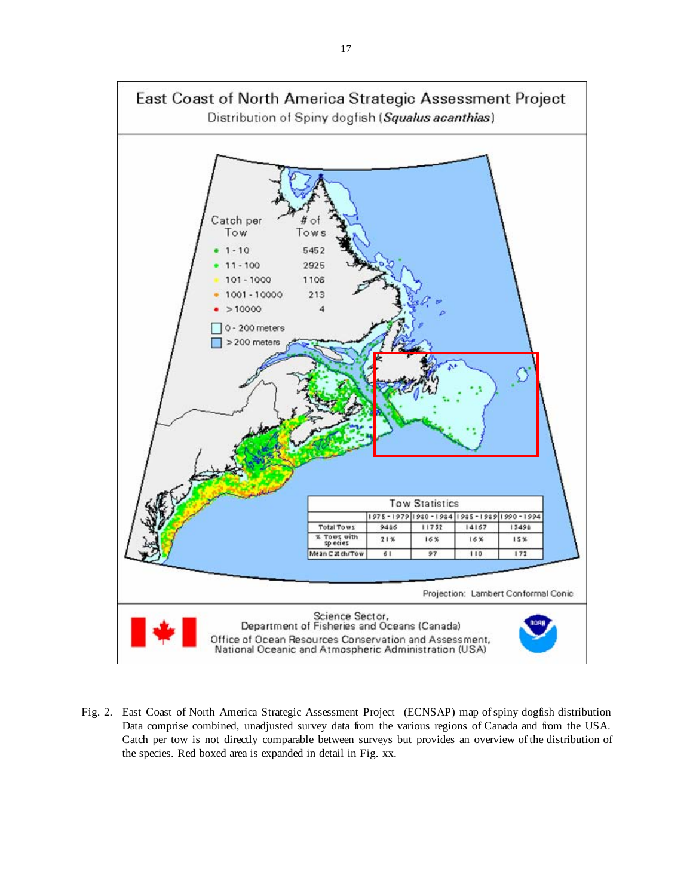East Coast of North America Strategic Assessment Project

Distribution of Spiny dogfish (*Squalus acanthias*)

Catch per Tow | # of Tows

- 1 - 10 | 5452
- 11 - 100 | 2925
- 101 - 1000 | 1106
- 1001 - 10000 | 213
- > 10000 | 4

0 - 200 meters

> 200 meters

Tow Statistics

| | 1975 - 1979 | 1980 - 1984 | 1985 - 1989 | 1990 - 1994 |
|---|---|---|---|---|
| Total Tows | 9486 | 11732 | 14167 | 13498 |
| % Tows with species | 21% | 16% | 16% | 15% |
| Mean Catch/Tow | 61 | 97 | 110 | 172 |

Projection: Lambert Conformal Conic

Science Sector,
Department of Fisheries and Oceans (Canada)
Office of Ocean Resources Conservation and Assessment,
National Oceanic and Atmospheric Administration (USA)

Fig. 2. East Coast of North America Strategic Assessment Project (ECNSAP) map of spiny dogfish distribution Data comprise combined, unadjusted survey data from the various regions of Canada and from the USA. Catch per tow is not directly comparable between surveys but provides an overview of the distribution of the species. Red boxed area is expanded in detail in Fig. xx.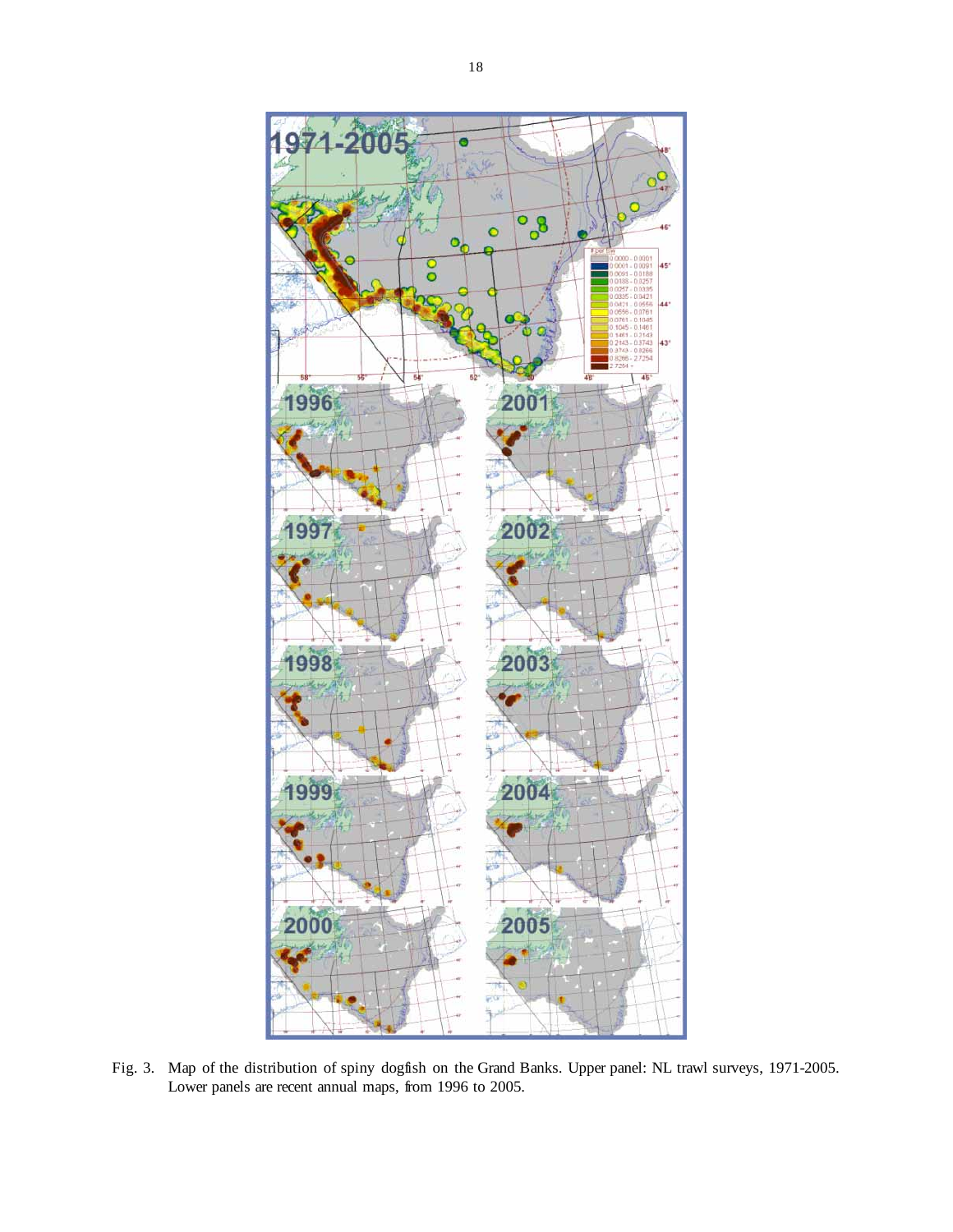1971-2005

# per tow
0.0000 - 0.0001
0.0001 - 0.0091
0.0091 - 0.0188
0.0188 - 0.0257
0.0257 - 0.0335
0.0335 - 0.0421
0.0421 - 0.0556
0.0556 - 0.0761
0.0761 - 0.1045
0.1045 - 0.1461
0.1461 - 0.2143
0.2143 - 0.3743
0.3743 - 0.8266
0.8266 - 2.7254
2.7254 +

48°
47°
46°
45°
44°
43°

58°
56°
54°
52°
50°
48°
46°

1996
1997
1998
1999
2000
2001
2002
2003
2004
2005

Fig. 3. Map of the distribution of spiny dogfish on the Grand Banks. Upper panel: NL trawl surveys, 1971-2005. Lower panels are recent annual maps, from 1996 to 2005.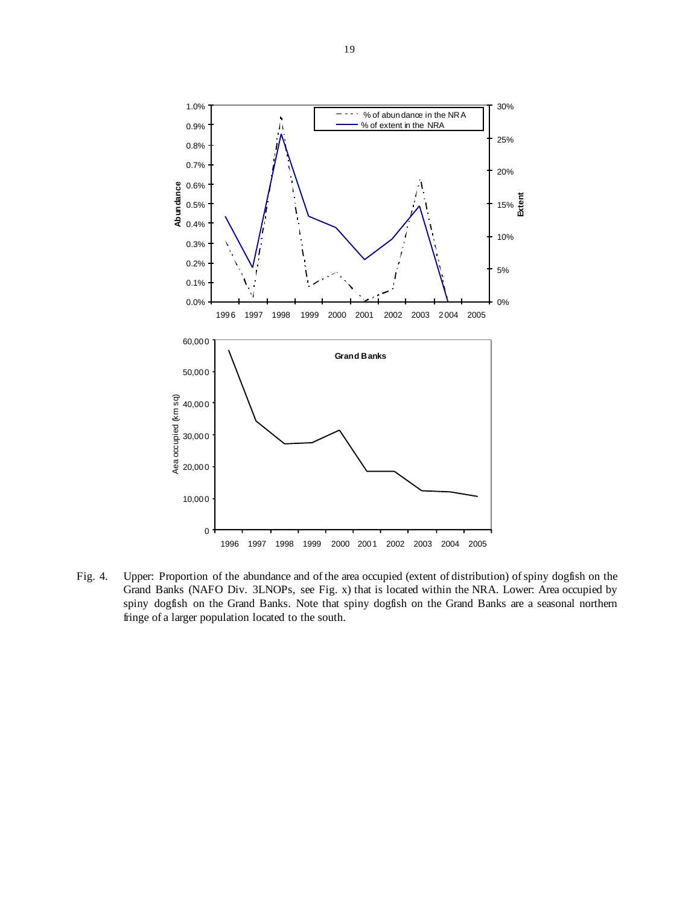1.0%
0.9%
0.8%
0.7%
0.6%
0.5%
0.4%
0.3%
0.2%
0.1%
0.0%

Abundance

30%
25%
20%
15%
10%
5%
0%

Extent

% of abundance in the NRA
% of extent in the NRA

1996 1997 1998 1999 2000 2001 2002 2003 2004 2005

Grand Banks

60,000
50,000
40,000
30,000
20,000
10,000
0

Aea occupied (km sq)

1996 1997 1998 1999 2000 2001 2002 2003 2004 2005

Fig. 4. Upper: Proportion of the abundance and of the area occupied (extent of distribution) of spiny dogfish on the Grand Banks (NAFO Div. 3LNOPs, see Fig. x) that is located within the NRA. Lower: Area occupied by spiny dogfish on the Grand Banks. Note that spiny dogfish on the Grand Banks are a seasonal northern fringe of a larger population located to the south.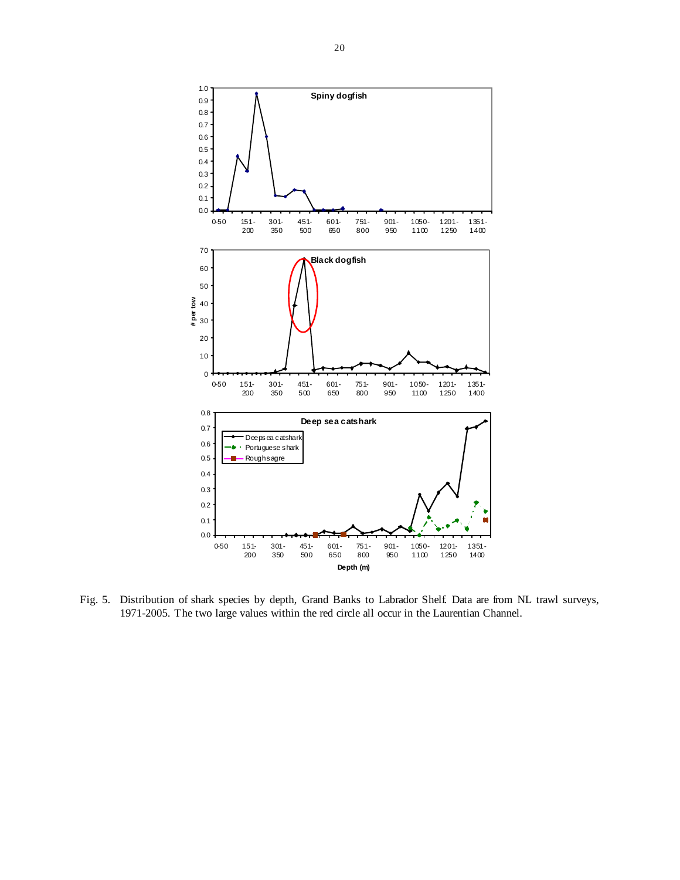Spiny dogfish

1.0
0.9
0.8
0.7
0.6
0.5
0.4
0.3
0.2
0.1
0.0

0-50 151-200 301-350 451-500 601-650 751-800 901-950 1050-1100 1201-1250 1351-1400

Black dogfish

70
60
50
40
30
20
10
0

# per tow

0-50 151-200 301-350 451-500 601-650 751-800 901-950 1050-1100 1201-1250 1351-1400

Deep sea catshark

0.8
0.7
0.6
0.5
0.4
0.3
0.2
0.1
0.0

Deepsea catshark
Portuguese shark
Roughsagre

0-50 151-200 301-350 451-500 601-650 751-800 901-950 1050-1100 1201-1250 1351-1400

Depth (m)

Fig. 5. Distribution of shark species by depth, Grand Banks to Labrador Shelf. Data are from NL trawl surveys, 1971-2005. The two large values within the red circle all occur in the Laurentian Channel.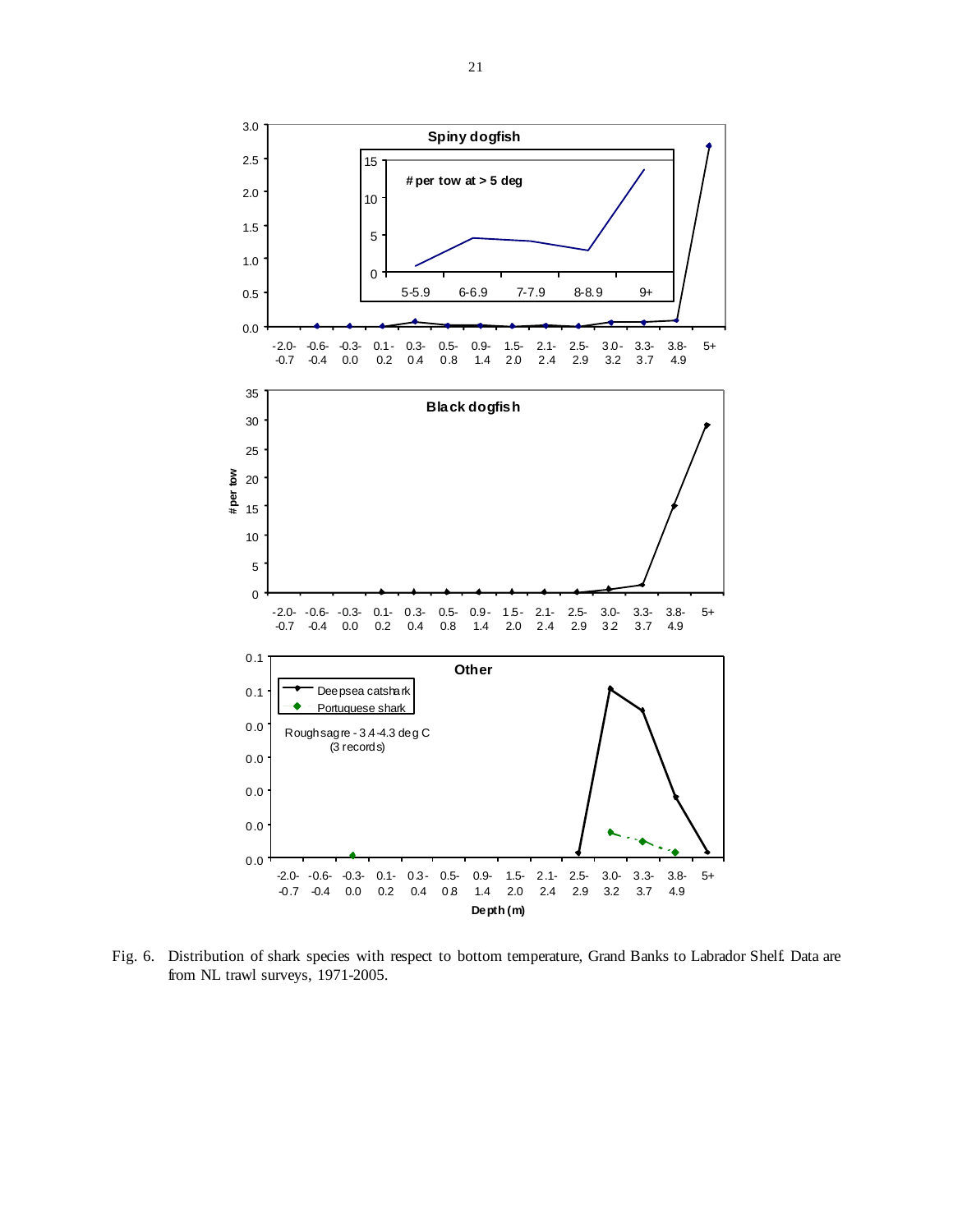Spiny dogfish

3.0
2.5
2.0
1.5
1.0
0.5
0.0

-2.0- -0.7
-0.6- -0.4
-0.3- 0.0
0.1- 0.2
0.3- 0.4
0.5- 0.8
0.9- 1.4
1.5- 2.0
2.1- 2.4
2.5- 2.9
3.0- 3.2
3.3- 3.7
3.8- 4.9
5+

# per tow at > 5 deg

15
10
5
0

5-5.9
6-6.9
7-7.9
8-8.9
9+

Black dogfish

# per tow

35
30
25
20
15
10
5
0

-2.0- -0.7
-0.6- -0.4
-0.3- 0.0
0.1- 0.2
0.3- 0.4
0.5- 0.8
0.9- 1.4
1.5- 2.0
2.1- 2.4
2.5- 2.9
3.0- 3.2
3.3- 3.7
3.8- 4.9
5+

Other

Deepsea catshark
Portuguese shark

Roughsagre - 3.4-4.3 deg C
(3 records)

0.1
0.1
0.0
0.0
0.0
0.0
0.0

-2.0- -0.7
-0.6- -0.4
-0.3- 0.0
0.1- 0.2
0.3- 0.4
0.5- 0.8
0.9- 1.4
1.5- 2.0
2.1- 2.4
2.5- 2.9
3.0- 3.2
3.3- 3.7
3.8- 4.9
5+

Depth (m)

Fig. 6. Distribution of shark species with respect to bottom temperature, Grand Banks to Labrador Shelf. Data are from NL trawl surveys, 1971-2005.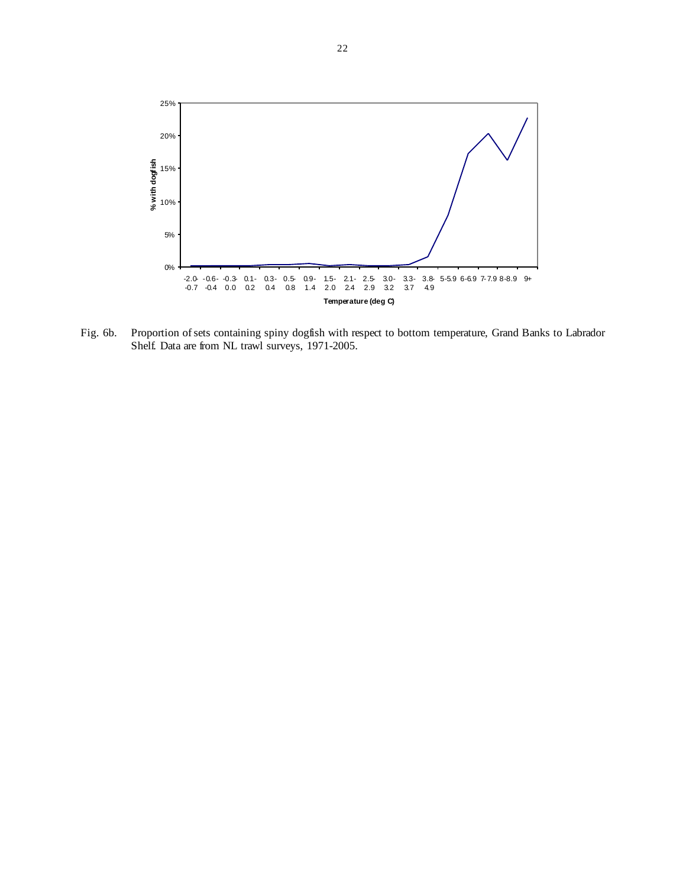25%
20%
15%
10%
5%
0%

% with dogfish

-2.0- -0.7
-0.6- -0.4
-0.3- 0.0
0.1- 0.2
0.3- 0.4
0.5- 0.8
0.9- 1.4
1.5- 2.0
2.1- 2.4
2.5- 2.9
3.0- 3.2
3.3- 3.7
3.8- 4.9
5-5.9
6-6.9
7-7.9
8-8.9
9+

Temperature (deg C)

Fig. 6b. Proportion of sets containing spiny dogfish with respect to bottom temperature, Grand Banks to Labrador Shelf. Data are from NL trawl surveys, 1971-2005.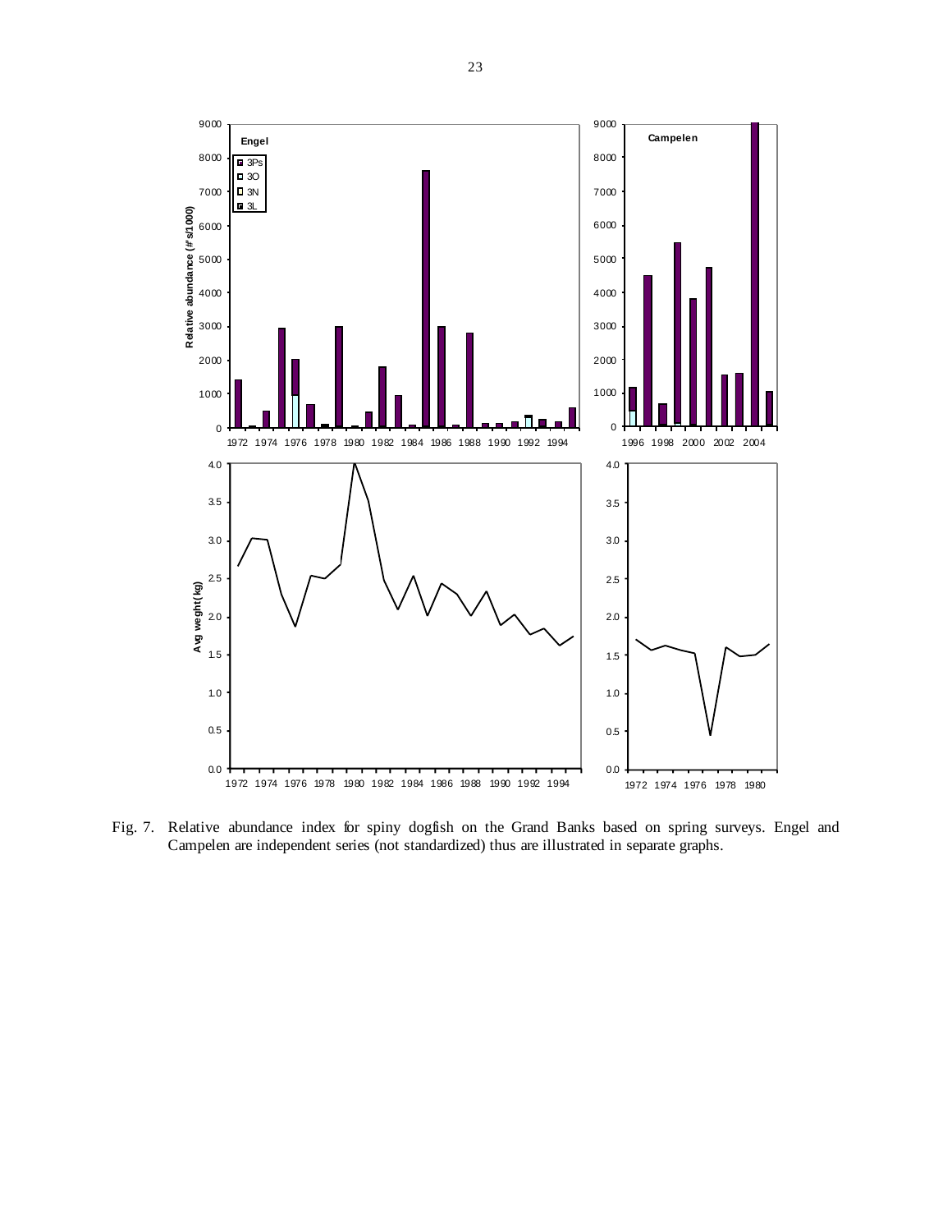Engel

3Ps
3O
3N
3L

Relative abundance (#'s/1000)

9000
8000
7000
6000
5000
4000
3000
2000
1000
0

1972 1974 1976 1978 1980 1982 1984 1986 1988 1990 1992 1994

Campelen

9000
8000
7000
6000
5000
4000
3000
2000
1000
0

1996 1998 2000 2002 2004

Avg weght(kg)

4.0
3.5
3.0
2.5
2.0
1.5
1.0
0.5
0.0

1972 1974 1976 1978 1980 1982 1984 1986 1988 1990 1992 1994

4.0
3.5
3.0
2.5
2.0
1.5
1.0
0.5
0.0

1972 1974 1976 1978 1980

Fig. 7. Relative abundance index for spiny dogfish on the Grand Banks based on spring surveys. Engel and Campelen are independent series (not standardized) thus are illustrated in separate graphs.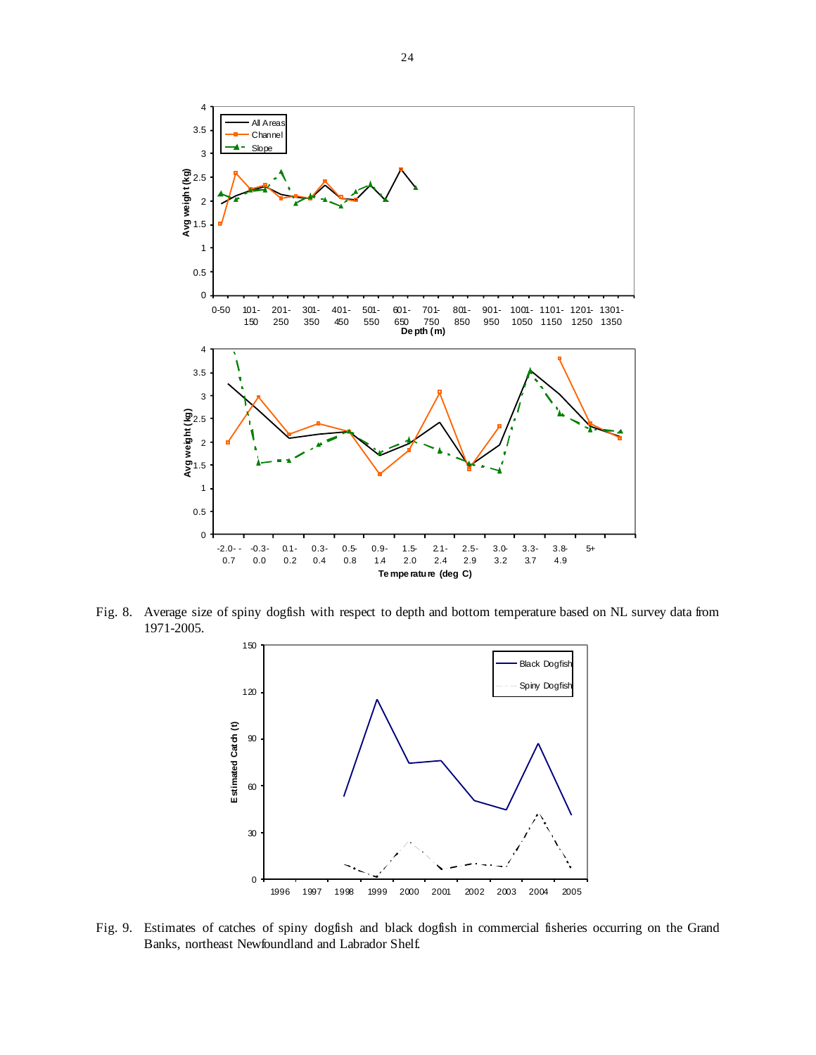Avg weight (kg)

4
3.5
3
2.5
2
1.5
1
0.5
0

All Areas
Channel
Slope

0-50 101-150 201-250 301-350 401-450 501-550 601-650 701-750 801-850 901-950 1001-1050 1101-1150 1201-1250 1301-1350

Depth (m)

Avg weight (kg)

4
3.5
3
2.5
2
1.5
1
0.5
0

-2.0- -0.7 -0.3-0.0 0.1-0.2 0.3-0.4 0.5-0.8 0.9-1.4 1.5-2.0 2.1-2.4 2.5-2.9 3.0-3.2 3.3-3.7 3.8-4.9 5+

Temperature (deg C)

Fig. 8. Average size of spiny dogfish with respect to depth and bottom temperature based on NL survey data from 1971-2005.

Estimated Catch (t)

150
120
90
60
30
0

Black Dogfish
Spiny Dogfish

1996 1997 1998 1999 2000 2001 2002 2003 2004 2005

Fig. 9. Estimates of catches of spiny dogfish and black dogfish in commercial fisheries occurring on the Grand Banks, northeast Newfoundland and Labrador Shelf.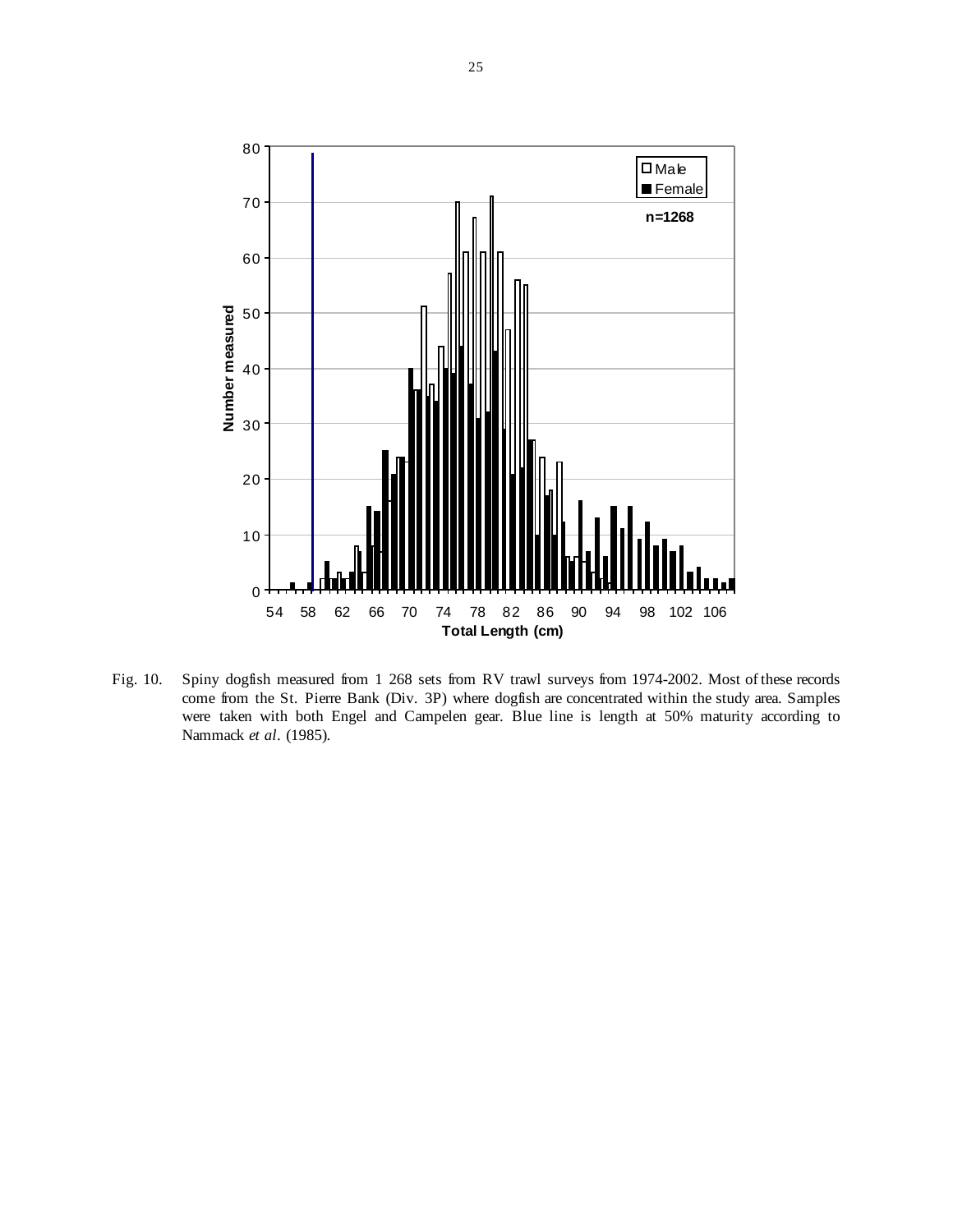Male
Female

n=1268

Number measured

0
10
20
30
40
50
60
70
80

54 58 62 66 70 74 78 82 86 90 94 98 102 106

Total Length (cm)

Fig. 10. Spiny dogfish measured from 1 268 sets from RV trawl surveys from 1974-2002. Most of these records come from the St. Pierre Bank (Div. 3P) where dogfish are concentrated within the study area. Samples were taken with both Engel and Campelen gear. Blue line is length at 50% maturity according to Nammack *et al*. (1985).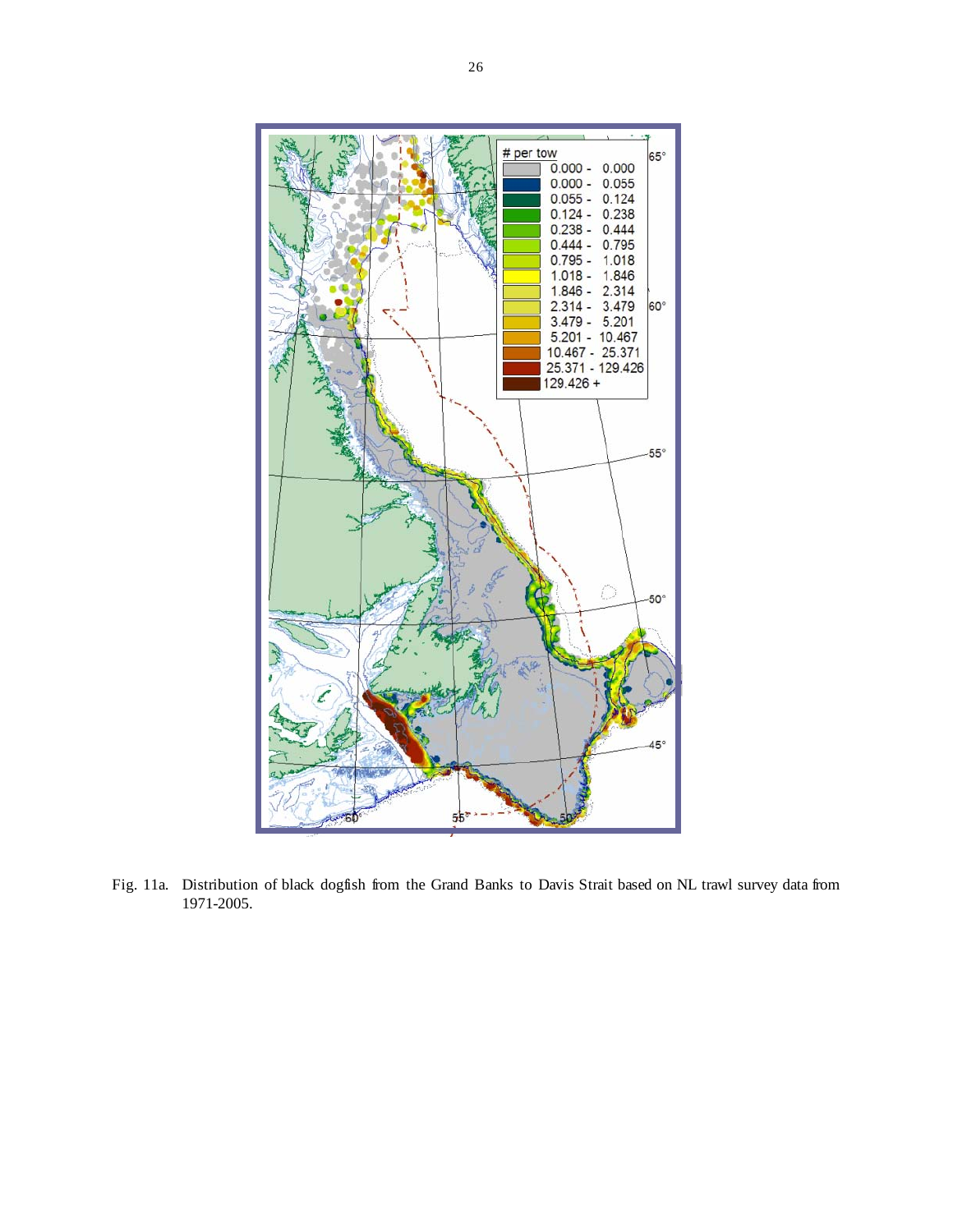# per tow
0.000 - 0.000
0.000 - 0.055
0.055 - 0.124
0.124 - 0.238
0.238 - 0.444
0.444 - 0.795
0.795 - 1.018
1.018 - 1.846
1.846 - 2.314
2.314 - 3.479
3.479 - 5.201
5.201 - 10.467
10.467 - 25.371
25.371 - 129.426
129.426 +

65°
60°
55°
50°
45°
60°
55°
50°

Fig. 11a. Distribution of black dogfish from the Grand Banks to Davis Strait based on NL trawl survey data from 1971-2005.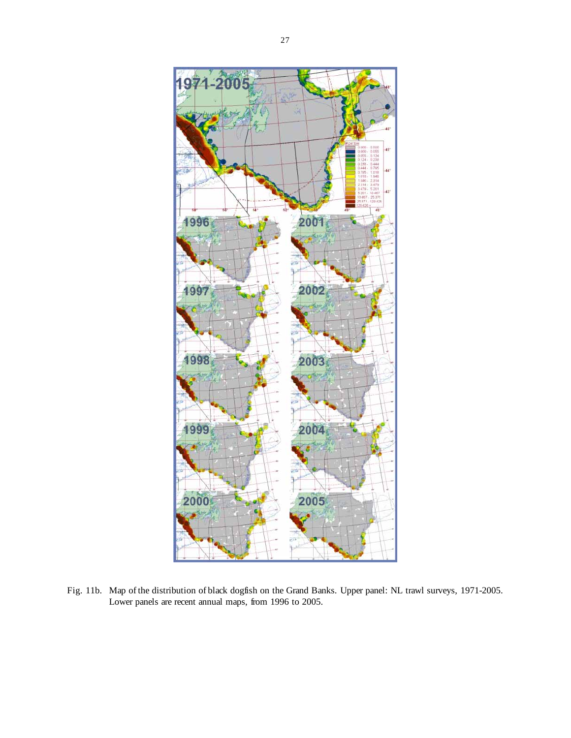1971-2005

# per tow
0.000 - 0.000
0.000 - 0.055
0.055 - 0.134
0.124 - 0.238
0.238 - 0.444
0.444 - 0.795
0.795 - 1.018
1.018 - 1.846
1.846 - 2.314
2.314 - 3.479
3.479 - 5.201
5.201 - 10.467
10.467 - 25.371
25.371 - 129.426
129.426 -

1996

1997

1998

1999

2000

2001

2002

2003

2004

2005

Fig. 11b. Map of the distribution of black dogfish on the Grand Banks. Upper panel: NL trawl surveys, 1971-2005. Lower panels are recent annual maps, from 1996 to 2005.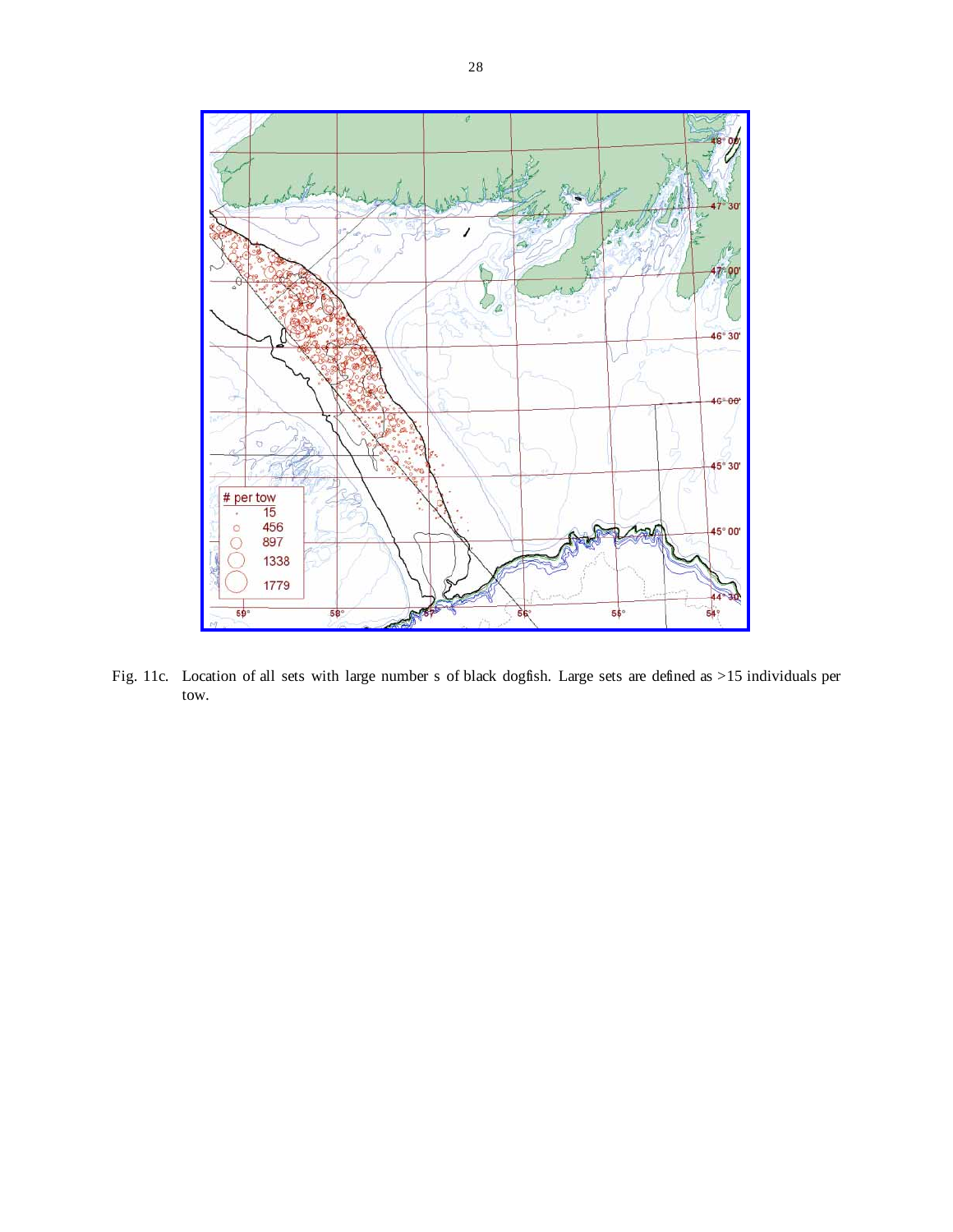# per tow
15
456
897
1338
1779

48° 00'
47° 30'
47° 00'
46° 30'
46° 00'
45° 30'
45° 00'
44° 30'
59°
58°
57°
56°
55°
54°

Fig. 11c. Location of all sets with large number s of black dogfish. Large sets are defined as >15 individuals per tow.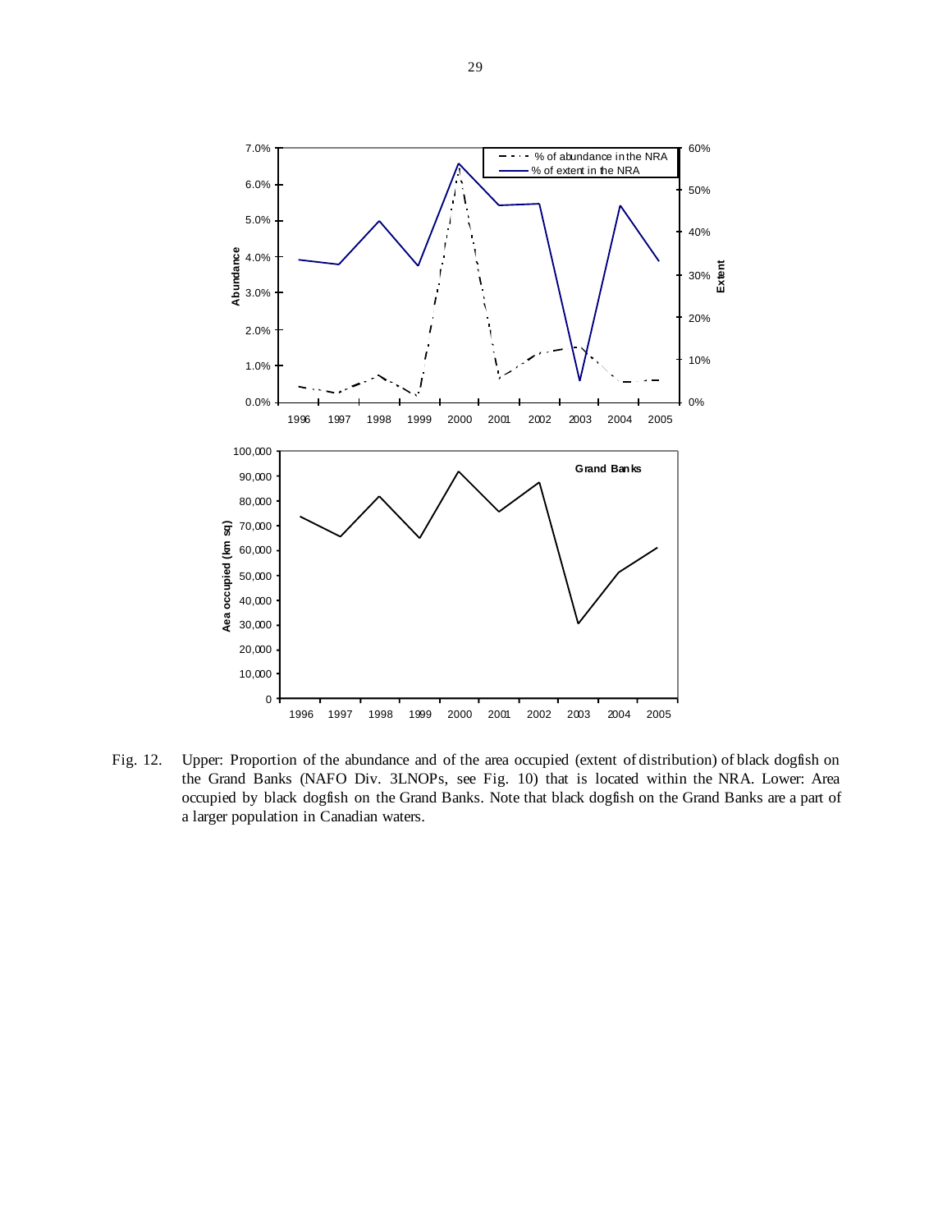7.0%
6.0%
5.0%
4.0%
3.0%
2.0%
1.0%
0.0%

Abundance

60%
50%
40%
30%
20%
10%
0%

Extent

% of abundance in the NRA
% of extent in the NRA

1996 1997 1998 1999 2000 2001 2002 2003 2004 2005

100,000
90,000
80,000
70,000
60,000
50,000
40,000
30,000
20,000
10,000
0

Aea occupied (km sq)

Grand Banks

1996 1997 1998 1999 2000 2001 2002 2003 2004 2005

Fig. 12. Upper: Proportion of the abundance and of the area occupied (extent of distribution) of black dogfish on the Grand Banks (NAFO Div. 3LNOPs, see Fig. 10) that is located within the NRA. Lower: Area occupied by black dogfish on the Grand Banks. Note that black dogfish on the Grand Banks are a part of a larger population in Canadian waters.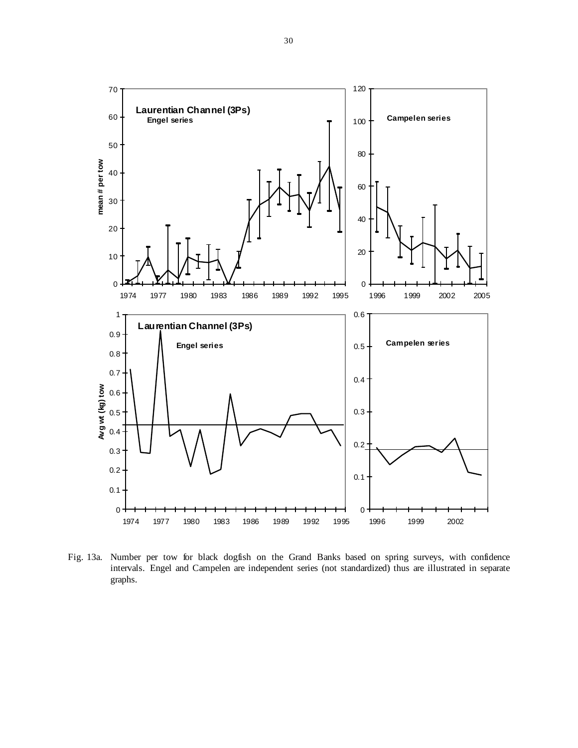Laurentian Channel (3Ps)

Engel series

mean # per tow

70
60
50
40
30
20
10
0

1974 1977 1980 1983 1986 1989 1992 1995

Campelen series

120
100
80
60
40
20
0

1996 1999 2002 2005

Laurentian Channel (3Ps)

Engel series

Avg wt (kg) tow

1
0.9
0.8
0.7
0.6
0.5
0.4
0.3
0.2
0.1
0

1974 1977 1980 1983 1986 1989 1992 1995

Campelen series

0.6
0.5
0.4
0.3
0.2
0.1
0

1996 1999 2002

Fig. 13a. Number per tow for black dogfish on the Grand Banks based on spring surveys, with confidence intervals. Engel and Campelen are independent series (not standardized) thus are illustrated in separate graphs.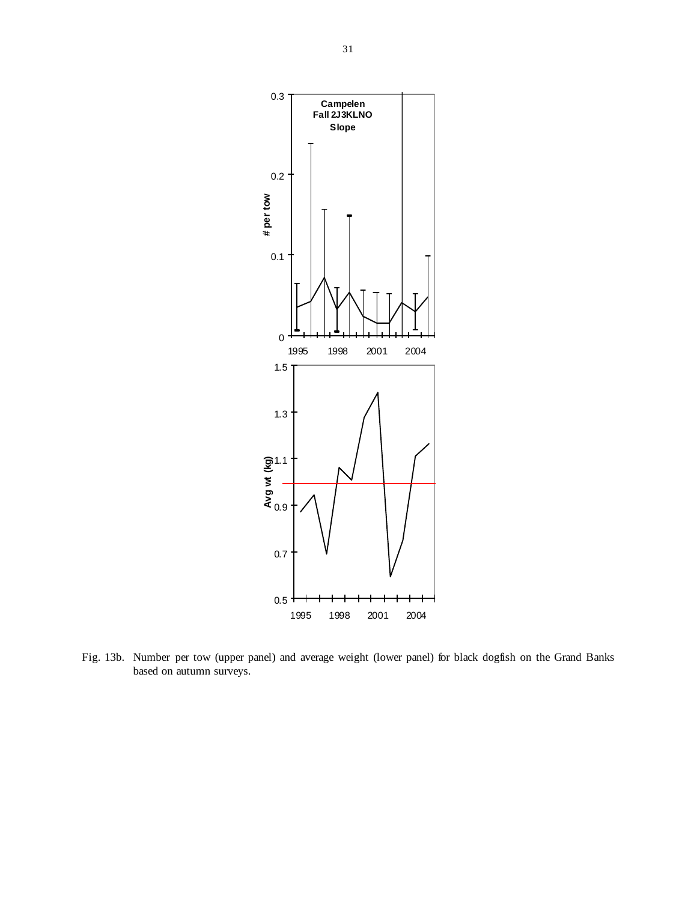Campelen
Fall 2J3KLNO
Slope

0.3
0.2
0.1
0

# per tow

1995 1998 2001 2004

1.5
1.3
1.1
0.9
0.7
0.5

Avg wt (kg)

1995 1998 2001 2004

Fig. 13b. Number per tow (upper panel) and average weight (lower panel) for black dogfish on the Grand Banks based on autumn surveys.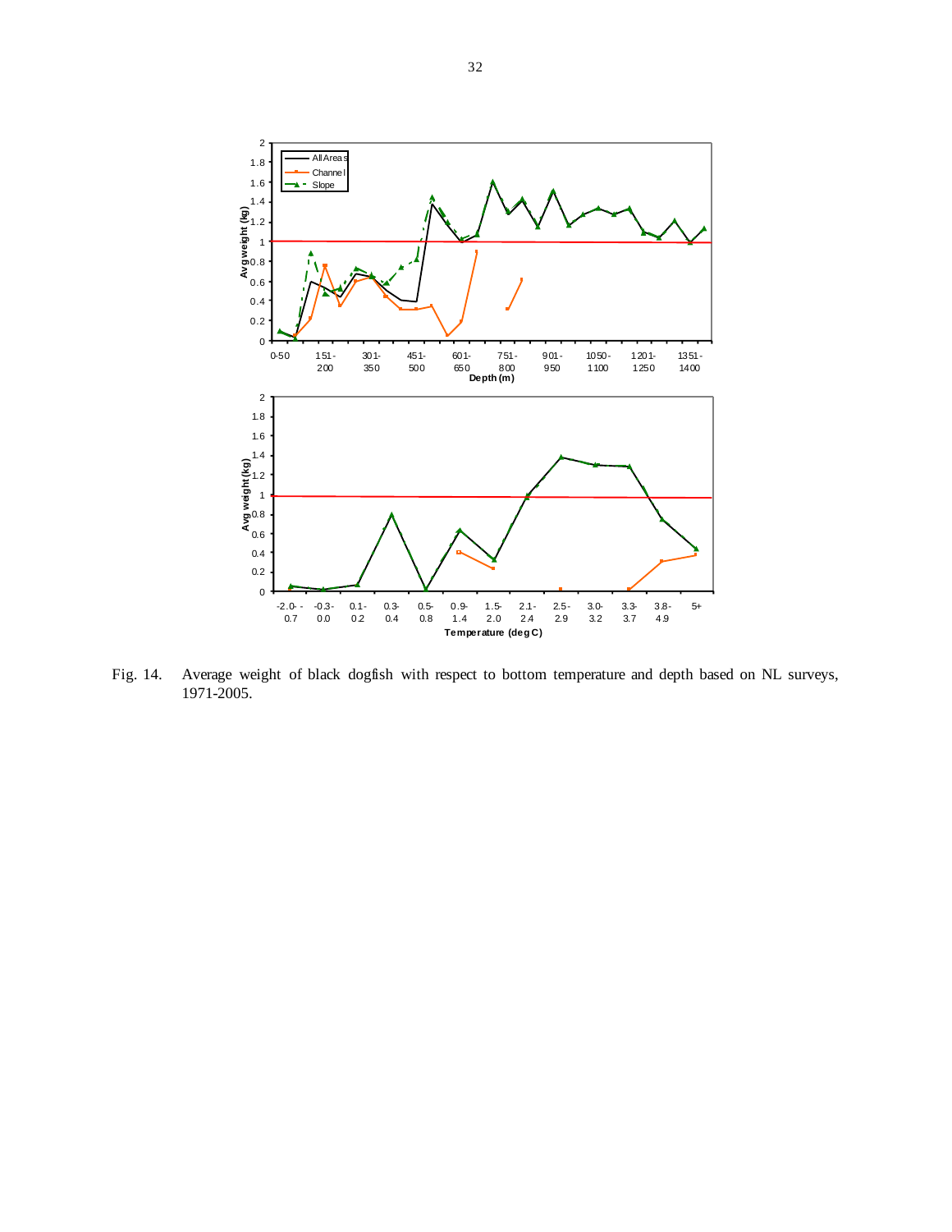2
1.8
1.6
1.4
1.2
1
0.8
0.6
0.4
0.2
0

Avg weight (kg)

All Areas
Channel
Slope

0-50
151-
200
301-
350
451-
500
601-
650
751-
800
901-
950
1050-
1100
1201-
1250
1351-
1400

Depth (m)

2
1.8
1.6
1.4
1.2
1
0.8
0.6
0.4
0.2
0

Avg weight (kg)

-2.0- -
0.7
-0.3-
0.0
0.1-
0.2
0.3-
0.4
0.5-
0.8
0.9-
1.4
1.5-
2.0
2.1-
2.4
2.5-
2.9
3.0-
3.2
3.3-
3.7
3.8-
4.9
5+

Temperature (deg C)

Fig. 14. Average weight of black dogfish with respect to bottom temperature and depth based on NL surveys, 1971-2005.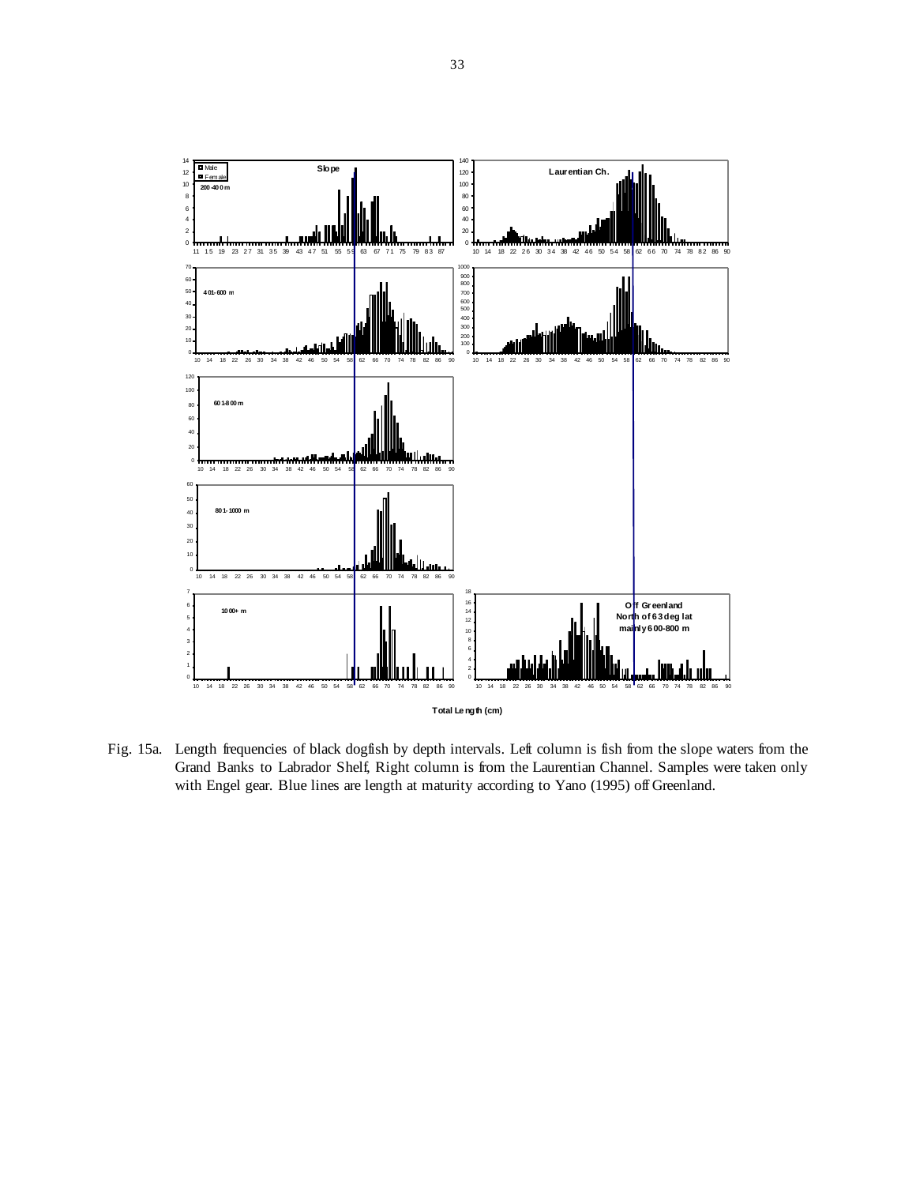Male
Female
Slope
200-400 m

Laurentian Ch.

401-600 m

601-800 m

801-1000 m

1000+ m

Off Greenland
North of 63 deg lat
mainly 600-800 m

Total Length (cm)

Fig. 15a. Length frequencies of black dogfish by depth intervals. Left column is fish from the slope waters from the Grand Banks to Labrador Shelf, Right column is from the Laurentian Channel. Samples were taken only with Engel gear. Blue lines are length at maturity according to Yano (1995) off Greenland.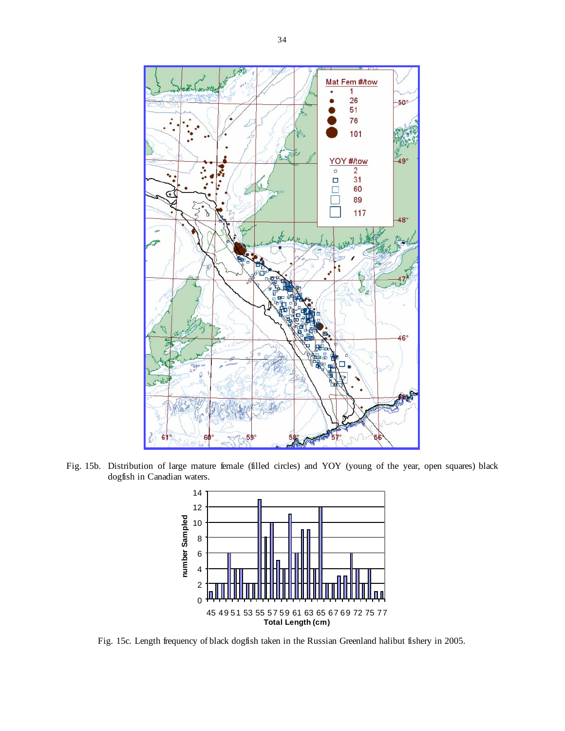Mat Fem #/tow
1
26
51
76
101

YOY #/tow
2
31
60
89
117

50°
49°
48°
47°
46°
61°
60°
59°
58°
57°
56°

Fig. 15b. Distribution of large mature female (filled circles) and YOY (young of the year, open squares) black dogfish in Canadian waters.

14
12
10
8
6
4
2
0
number Sampled
45 49 51 53 55 57 59 61 63 65 67 69 72 75 77
Total Length (cm)

Fig. 15c. Length frequency of black dogfish taken in the Russian Greenland halibut fishery in 2005.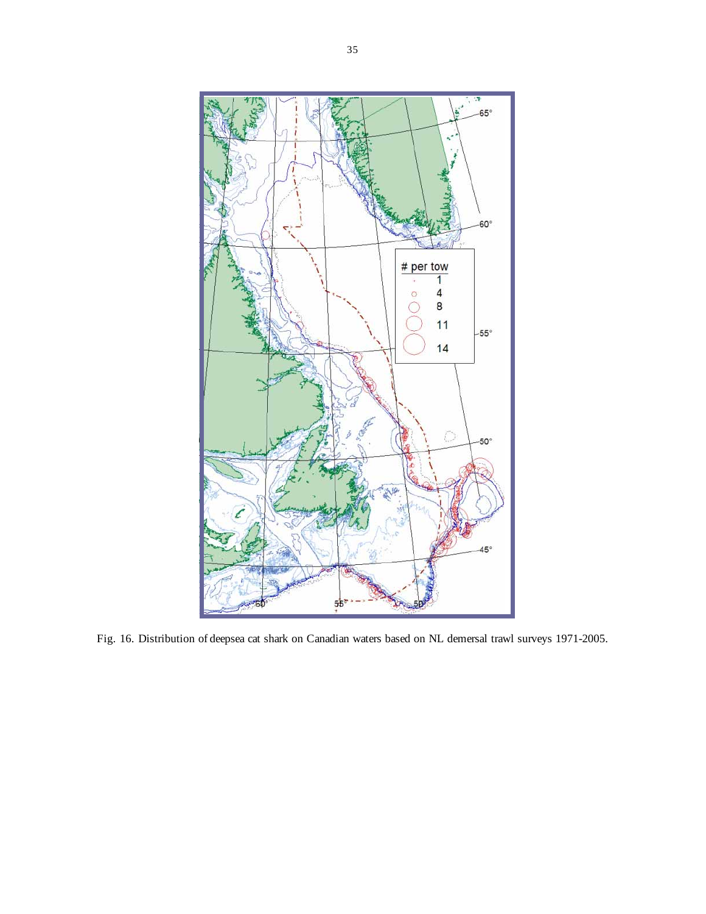Fig. 16. Distribution of deepsea cat shark on Canadian waters based on NL demersal trawl surveys 1971-2005.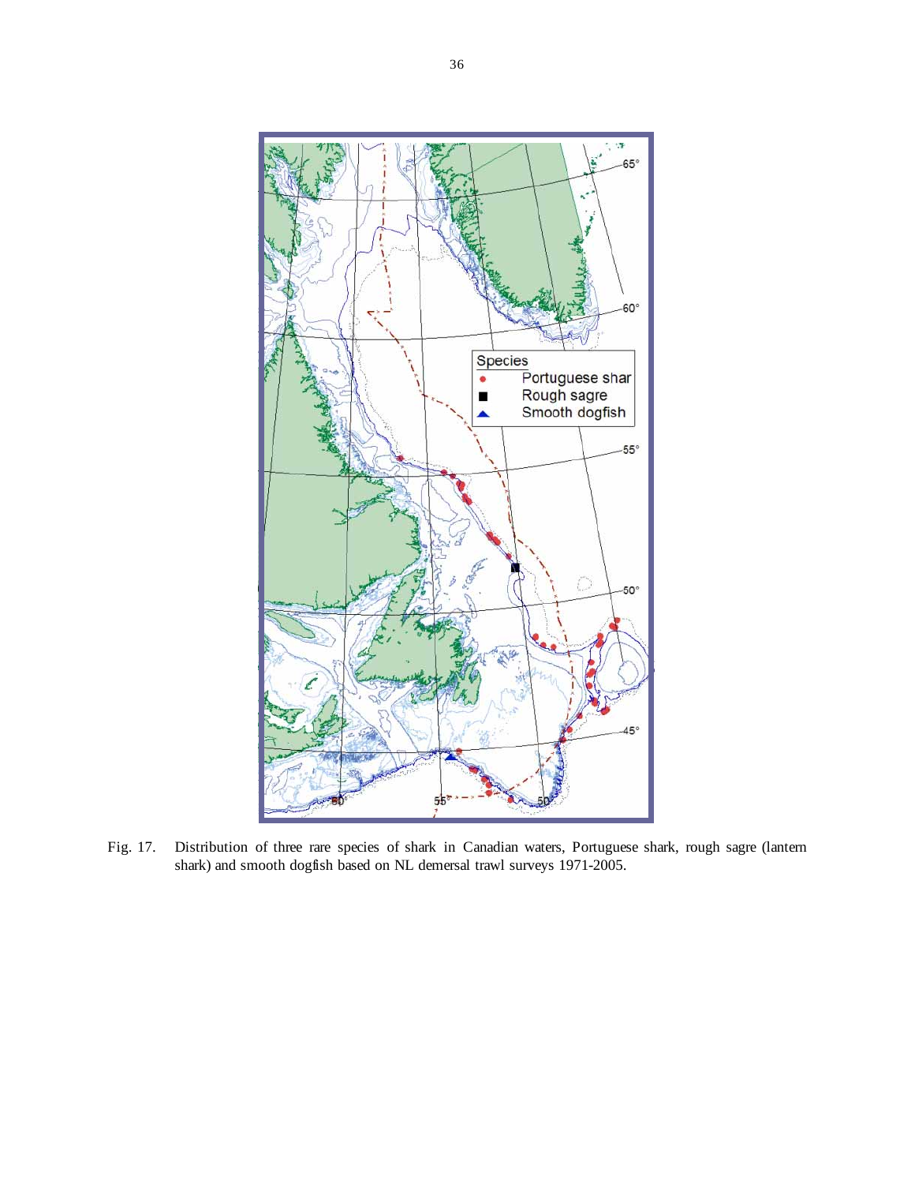Species
Portuguese shar
Rough sagre
Smooth dogfish

65°
60°
55°
50°
45°
60°
55°
50°

Fig. 17. Distribution of three rare species of shark in Canadian waters, Portuguese shark, rough sagre (lantern shark) and smooth dogfish based on NL demersal trawl surveys 1971-2005.